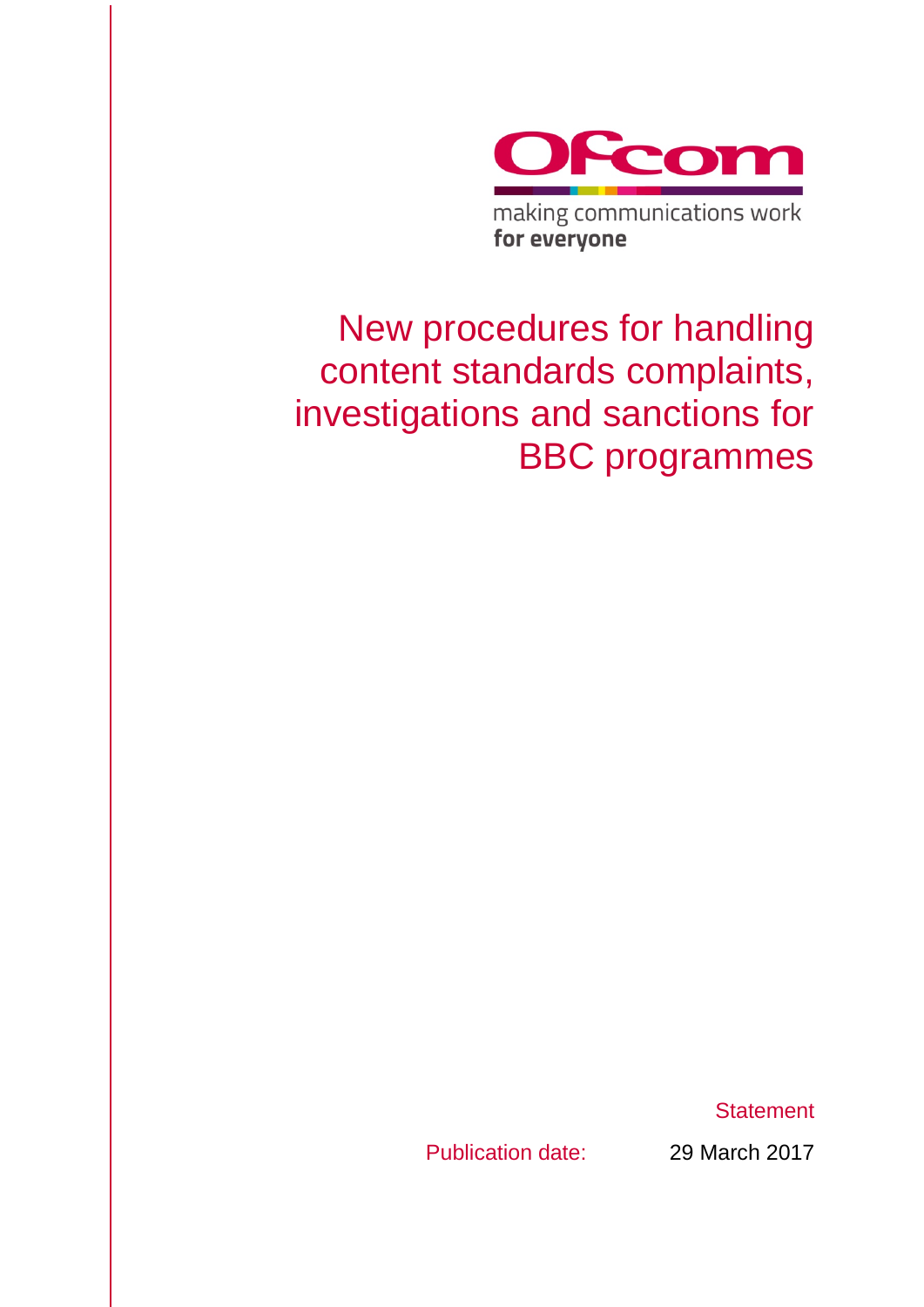Ofcom

making communications work
**for everyone**

# New procedures for handling content standards complaints, investigations and sanctions for BBC programmes

Statement

Publication date: 29 March 2017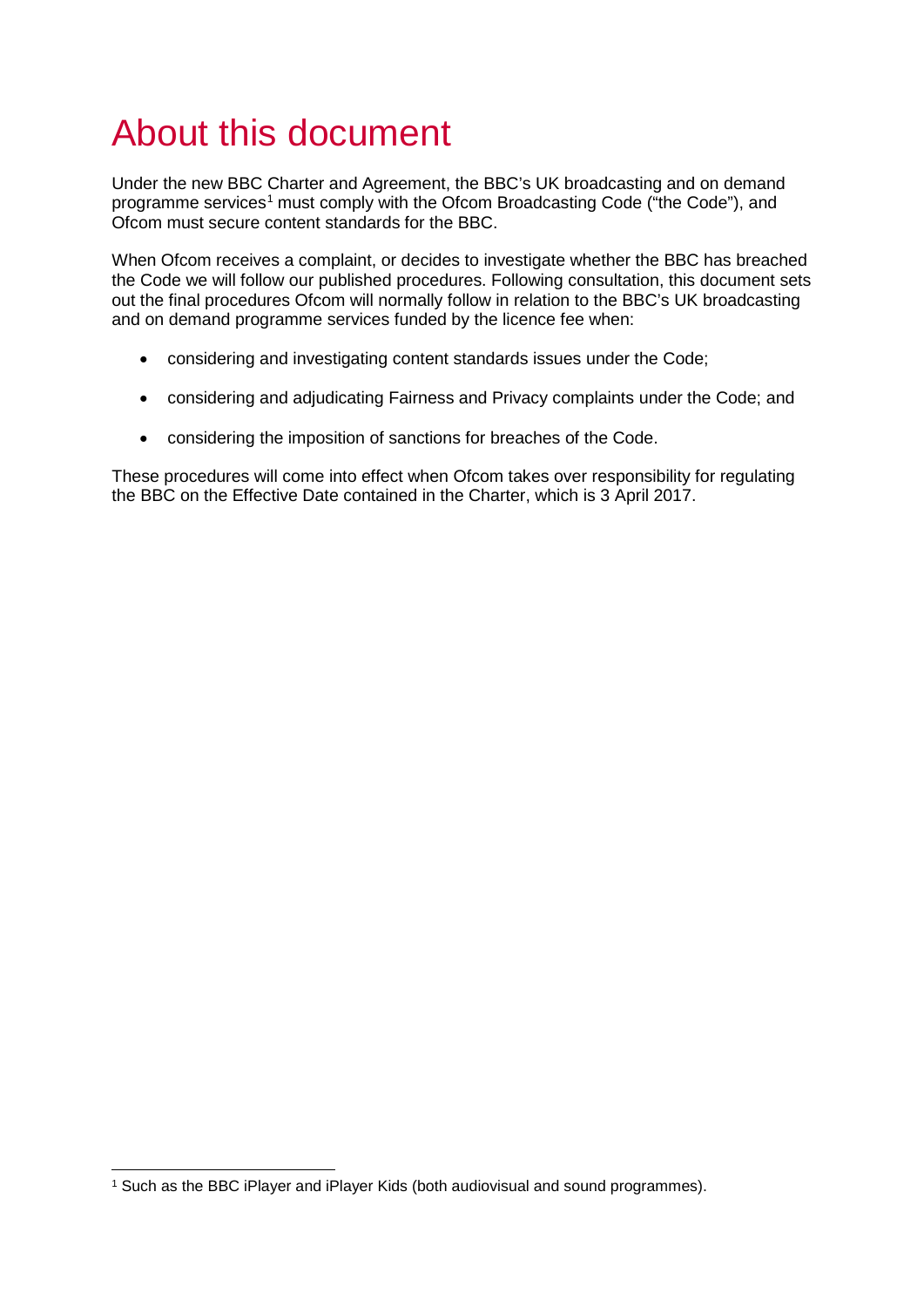# About this document

Under the new BBC Charter and Agreement, the BBC's UK broadcasting and on demand programme services[1] must comply with the Ofcom Broadcasting Code ("the Code"), and Ofcom must secure content standards for the BBC.

When Ofcom receives a complaint, or decides to investigate whether the BBC has breached the Code we will follow our published procedures. Following consultation, this document sets out the final procedures Ofcom will normally follow in relation to the BBC's UK broadcasting and on demand programme services funded by the licence fee when:

- considering and investigating content standards issues under the Code;
- considering and adjudicating Fairness and Privacy complaints under the Code; and
- considering the imposition of sanctions for breaches of the Code.

These procedures will come into effect when Ofcom takes over responsibility for regulating the BBC on the Effective Date contained in the Charter, which is 3 April 2017.

[1] Such as the BBC iPlayer and iPlayer Kids (both audiovisual and sound programmes).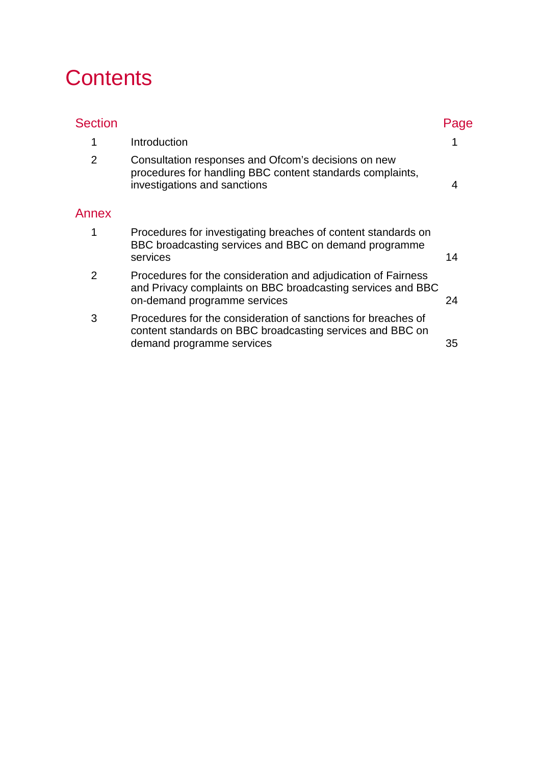# Contents

| Section | | Page |
|---|---|---|
| 1 | Introduction | 1 |
| 2 | Consultation responses and Ofcom's decisions on new procedures for handling BBC content standards complaints, investigations and sanctions | 4 |
| **Annex** | | |
| 1 | Procedures for investigating breaches of content standards on BBC broadcasting services and BBC on demand programme services | 14 |
| 2 | Procedures for the consideration and adjudication of Fairness and Privacy complaints on BBC broadcasting services and BBC on-demand programme services | 24 |
| 3 | Procedures for the consideration of sanctions for breaches of content standards on BBC broadcasting services and BBC on demand programme services | 35 |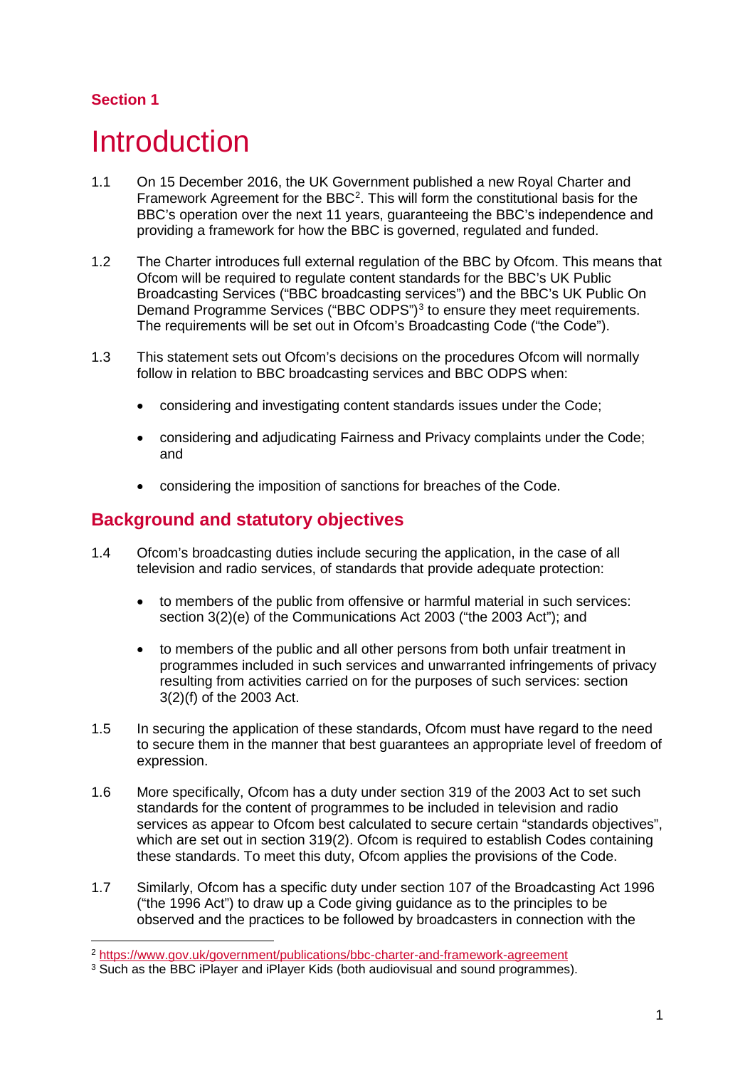**Section 1**

# Introduction

1.1 On 15 December 2016, the UK Government published a new Royal Charter and Framework Agreement for the BBC[2]. This will form the constitutional basis for the BBC's operation over the next 11 years, guaranteeing the BBC's independence and providing a framework for how the BBC is governed, regulated and funded.

1.2 The Charter introduces full external regulation of the BBC by Ofcom. This means that Ofcom will be required to regulate content standards for the BBC's UK Public Broadcasting Services ("BBC broadcasting services") and the BBC's UK Public On Demand Programme Services ("BBC ODPS")[3] to ensure they meet requirements. The requirements will be set out in Ofcom's Broadcasting Code ("the Code").

1.3 This statement sets out Ofcom's decisions on the procedures Ofcom will normally follow in relation to BBC broadcasting services and BBC ODPS when:

- considering and investigating content standards issues under the Code;
- considering and adjudicating Fairness and Privacy complaints under the Code; and
- considering the imposition of sanctions for breaches of the Code.

## Background and statutory objectives

1.4 Ofcom's broadcasting duties include securing the application, in the case of all television and radio services, of standards that provide adequate protection:

- to members of the public from offensive or harmful material in such services: section 3(2)(e) of the Communications Act 2003 ("the 2003 Act"); and
- to members of the public and all other persons from both unfair treatment in programmes included in such services and unwarranted infringements of privacy resulting from activities carried on for the purposes of such services: section 3(2)(f) of the 2003 Act.

1.5 In securing the application of these standards, Ofcom must have regard to the need to secure them in the manner that best guarantees an appropriate level of freedom of expression.

1.6 More specifically, Ofcom has a duty under section 319 of the 2003 Act to set such standards for the content of programmes to be included in television and radio services as appear to Ofcom best calculated to secure certain "standards objectives", which are set out in section 319(2). Ofcom is required to establish Codes containing these standards. To meet this duty, Ofcom applies the provisions of the Code.

1.7 Similarly, Ofcom has a specific duty under section 107 of the Broadcasting Act 1996 ("the 1996 Act") to draw up a Code giving guidance as to the principles to be observed and the practices to be followed by broadcasters in connection with the

---

[2] https://www.gov.uk/government/publications/bbc-charter-and-framework-agreement

[3] Such as the BBC iPlayer and iPlayer Kids (both audiovisual and sound programmes).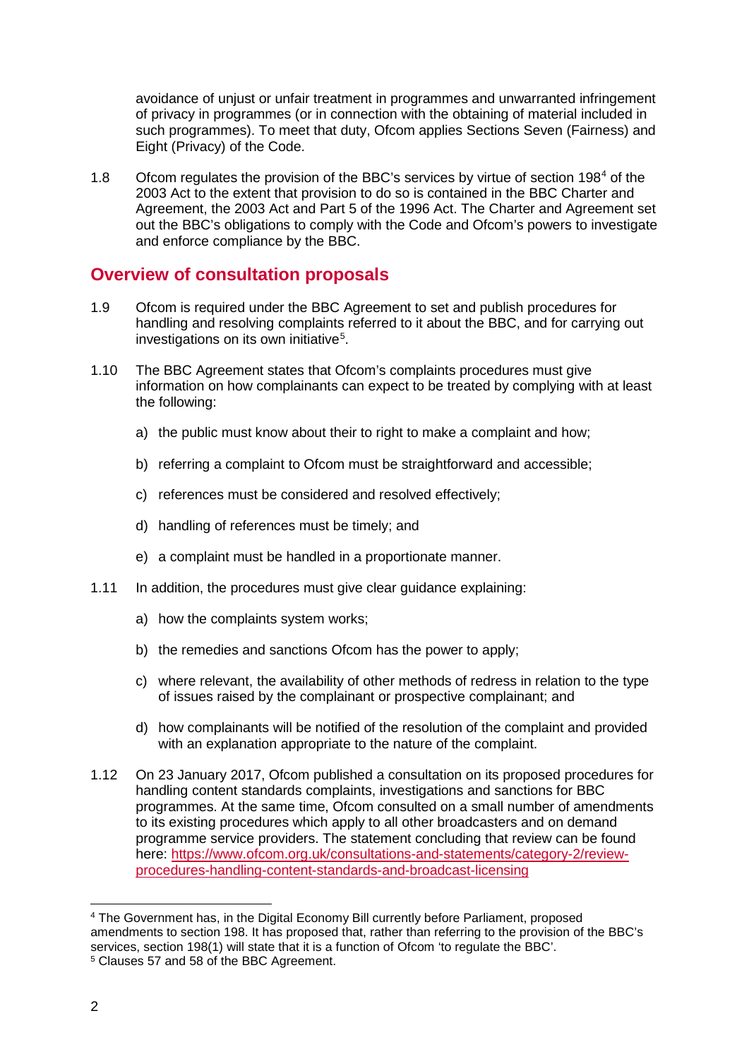avoidance of unjust or unfair treatment in programmes and unwarranted infringement of privacy in programmes (or in connection with the obtaining of material included in such programmes). To meet that duty, Ofcom applies Sections Seven (Fairness) and Eight (Privacy) of the Code.

1.8 Ofcom regulates the provision of the BBC's services by virtue of section 198[4] of the 2003 Act to the extent that provision to do so is contained in the BBC Charter and Agreement, the 2003 Act and Part 5 of the 1996 Act. The Charter and Agreement set out the BBC's obligations to comply with the Code and Ofcom's powers to investigate and enforce compliance by the BBC.

## Overview of consultation proposals

1.9 Ofcom is required under the BBC Agreement to set and publish procedures for handling and resolving complaints referred to it about the BBC, and for carrying out investigations on its own initiative[5].

1.10 The BBC Agreement states that Ofcom's complaints procedures must give information on how complainants can expect to be treated by complying with at least the following:

a) the public must know about their to right to make a complaint and how;

b) referring a complaint to Ofcom must be straightforward and accessible;

c) references must be considered and resolved effectively;

d) handling of references must be timely; and

e) a complaint must be handled in a proportionate manner.

1.11 In addition, the procedures must give clear guidance explaining:

a) how the complaints system works;

b) the remedies and sanctions Ofcom has the power to apply;

c) where relevant, the availability of other methods of redress in relation to the type of issues raised by the complainant or prospective complainant; and

d) how complainants will be notified of the resolution of the complaint and provided with an explanation appropriate to the nature of the complaint.

1.12 On 23 January 2017, Ofcom published a consultation on its proposed procedures for handling content standards complaints, investigations and sanctions for BBC programmes. At the same time, Ofcom consulted on a small number of amendments to its existing procedures which apply to all other broadcasters and on demand programme service providers. The statement concluding that review can be found here: [https://www.ofcom.org.uk/consultations-and-statements/category-2/review-procedures-handling-content-standards-and-broadcast-licensing](https://www.ofcom.org.uk/consultations-and-statements/category-2/review-procedures-handling-content-standards-and-broadcast-licensing)

---

[4] The Government has, in the Digital Economy Bill currently before Parliament, proposed amendments to section 198. It has proposed that, rather than referring to the provision of the BBC's services, section 198(1) will state that it is a function of Ofcom 'to regulate the BBC'.

[5] Clauses 57 and 58 of the BBC Agreement.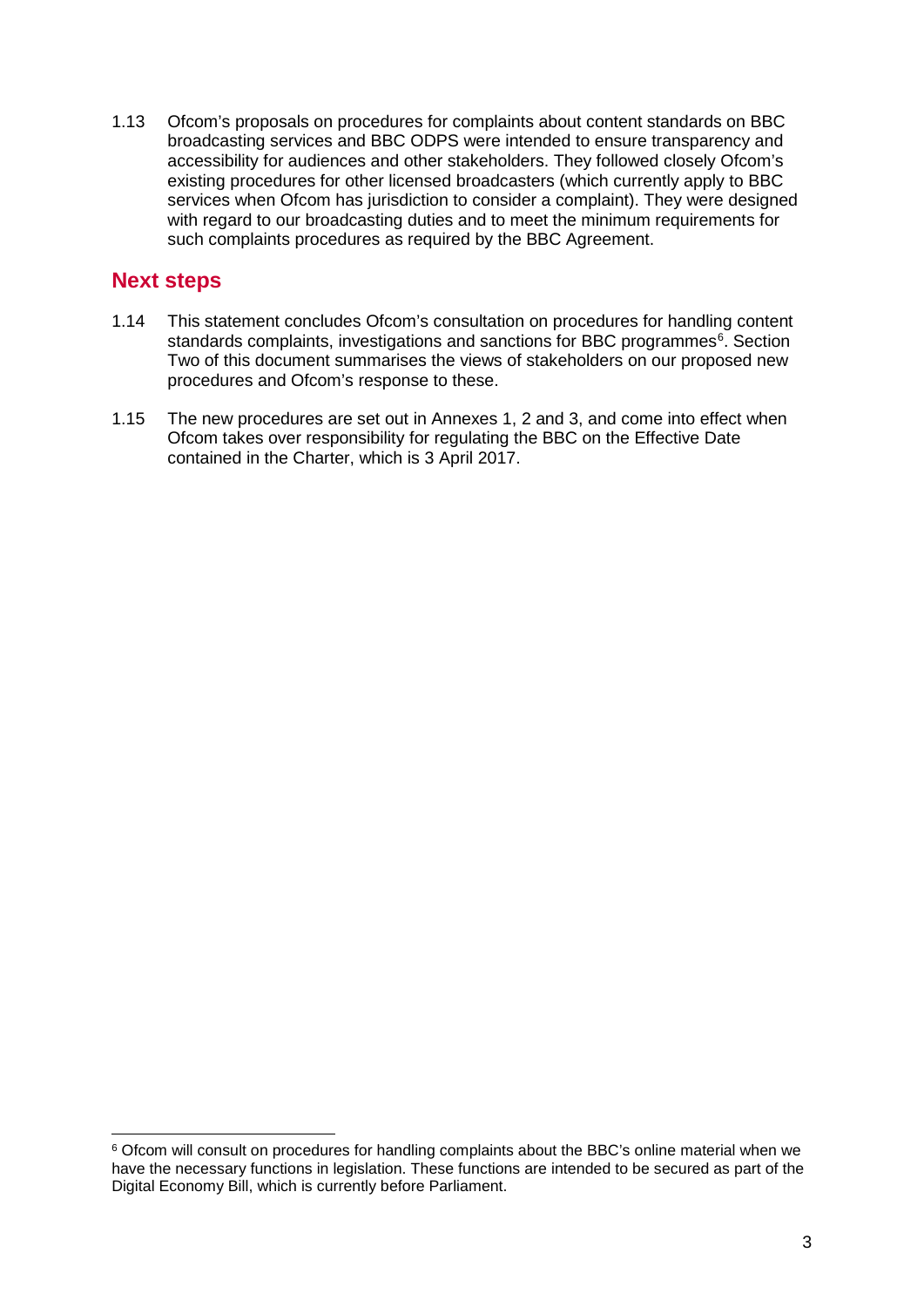1.13 Ofcom's proposals on procedures for complaints about content standards on BBC broadcasting services and BBC ODPS were intended to ensure transparency and accessibility for audiences and other stakeholders. They followed closely Ofcom's existing procedures for other licensed broadcasters (which currently apply to BBC services when Ofcom has jurisdiction to consider a complaint). They were designed with regard to our broadcasting duties and to meet the minimum requirements for such complaints procedures as required by the BBC Agreement.

## Next steps

1.14 This statement concludes Ofcom's consultation on procedures for handling content standards complaints, investigations and sanctions for BBC programmes[6]. Section Two of this document summarises the views of stakeholders on our proposed new procedures and Ofcom's response to these.

1.15 The new procedures are set out in Annexes 1, 2 and 3, and come into effect when Ofcom takes over responsibility for regulating the BBC on the Effective Date contained in the Charter, which is 3 April 2017.

---

[6] Ofcom will consult on procedures for handling complaints about the BBC's online material when we have the necessary functions in legislation. These functions are intended to be secured as part of the Digital Economy Bill, which is currently before Parliament.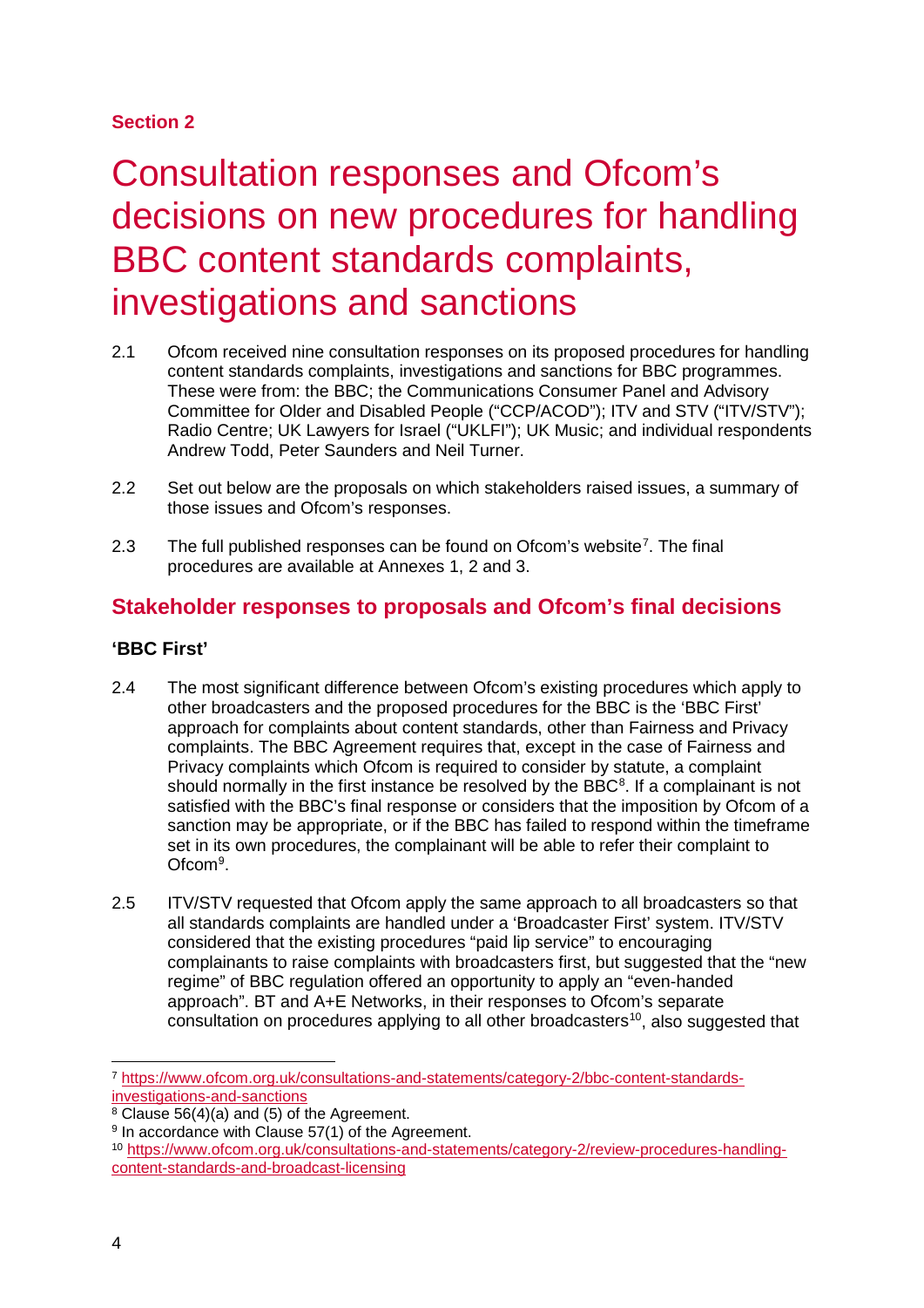**Section 2**

# Consultation responses and Ofcom's decisions on new procedures for handling BBC content standards complaints, investigations and sanctions

2.1 Ofcom received nine consultation responses on its proposed procedures for handling content standards complaints, investigations and sanctions for BBC programmes. These were from: the BBC; the Communications Consumer Panel and Advisory Committee for Older and Disabled People ("CCP/ACOD"); ITV and STV ("ITV/STV"); Radio Centre; UK Lawyers for Israel ("UKLFI"); UK Music; and individual respondents Andrew Todd, Peter Saunders and Neil Turner.

2.2 Set out below are the proposals on which stakeholders raised issues, a summary of those issues and Ofcom's responses.

2.3 The full published responses can be found on Ofcom's website[7]. The final procedures are available at Annexes 1, 2 and 3.

## Stakeholder responses to proposals and Ofcom's final decisions

### 'BBC First'

2.4 The most significant difference between Ofcom's existing procedures which apply to other broadcasters and the proposed procedures for the BBC is the 'BBC First' approach for complaints about content standards, other than Fairness and Privacy complaints. The BBC Agreement requires that, except in the case of Fairness and Privacy complaints which Ofcom is required to consider by statute, a complaint should normally in the first instance be resolved by the BBC[8]. If a complainant is not satisfied with the BBC's final response or considers that the imposition by Ofcom of a sanction may be appropriate, or if the BBC has failed to respond within the timeframe set in its own procedures, the complainant will be able to refer their complaint to Ofcom[9].

2.5 ITV/STV requested that Ofcom apply the same approach to all broadcasters so that all standards complaints are handled under a 'Broadcaster First' system. ITV/STV considered that the existing procedures "paid lip service" to encouraging complainants to raise complaints with broadcasters first, but suggested that the "new regime" of BBC regulation offered an opportunity to apply an "even-handed approach". BT and A+E Networks, in their responses to Ofcom's separate consultation on procedures applying to all other broadcasters[10], also suggested that

---

[7] https://www.ofcom.org.uk/consultations-and-statements/category-2/bbc-content-standards-investigations-and-sanctions

[8] Clause 56(4)(a) and (5) of the Agreement.

[9] In accordance with Clause 57(1) of the Agreement.

[10] https://www.ofcom.org.uk/consultations-and-statements/category-2/review-procedures-handling-content-standards-and-broadcast-licensing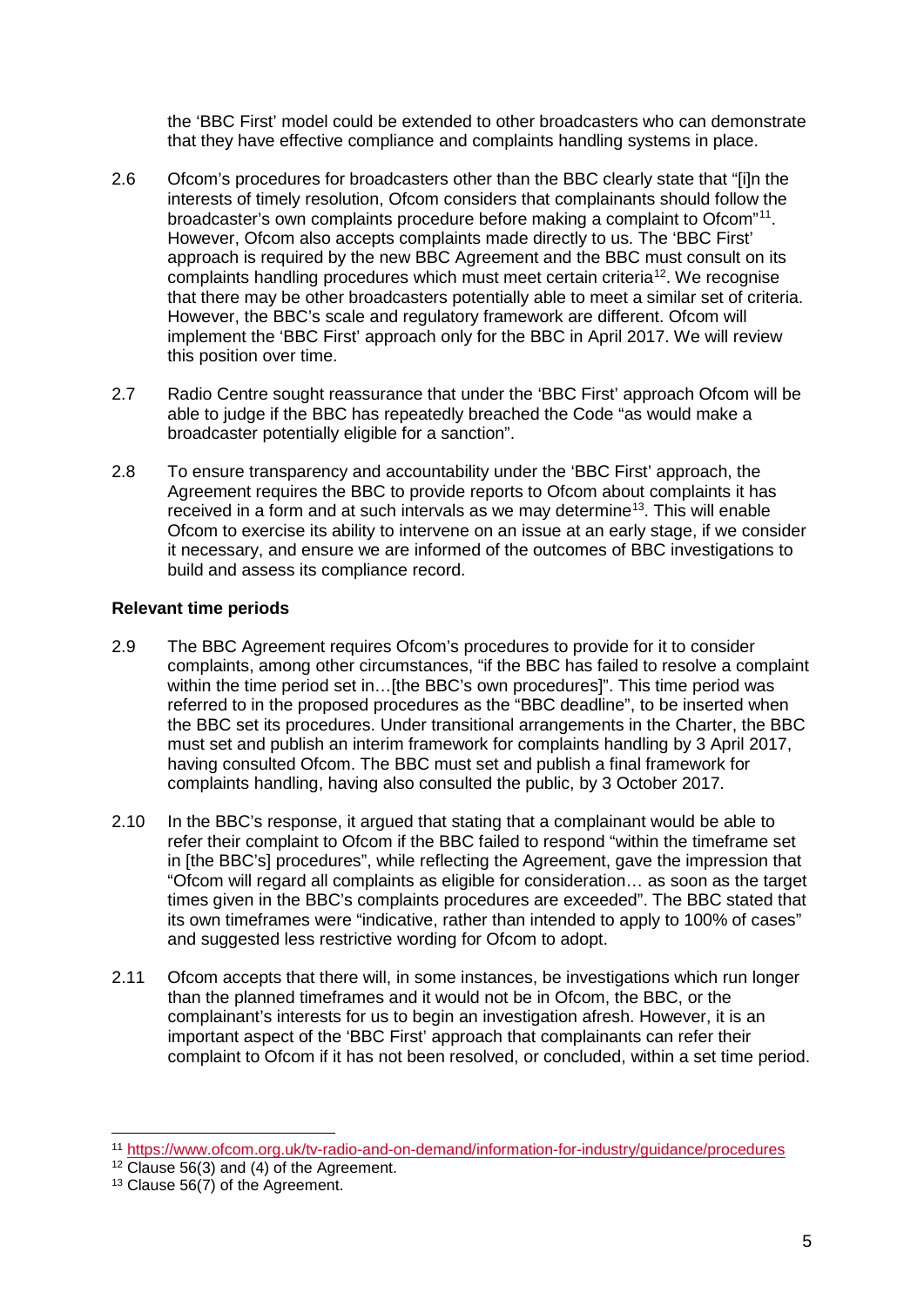the 'BBC First' model could be extended to other broadcasters who can demonstrate that they have effective compliance and complaints handling systems in place.

2.6 Ofcom's procedures for broadcasters other than the BBC clearly state that "[i]n the interests of timely resolution, Ofcom considers that complainants should follow the broadcaster's own complaints procedure before making a complaint to Ofcom"[11]. However, Ofcom also accepts complaints made directly to us. The 'BBC First' approach is required by the new BBC Agreement and the BBC must consult on its complaints handling procedures which must meet certain criteria[12]. We recognise that there may be other broadcasters potentially able to meet a similar set of criteria. However, the BBC's scale and regulatory framework are different. Ofcom will implement the 'BBC First' approach only for the BBC in April 2017. We will review this position over time.

2.7 Radio Centre sought reassurance that under the 'BBC First' approach Ofcom will be able to judge if the BBC has repeatedly breached the Code "as would make a broadcaster potentially eligible for a sanction".

2.8 To ensure transparency and accountability under the 'BBC First' approach, the Agreement requires the BBC to provide reports to Ofcom about complaints it has received in a form and at such intervals as we may determine[13]. This will enable Ofcom to exercise its ability to intervene on an issue at an early stage, if we consider it necessary, and ensure we are informed of the outcomes of BBC investigations to build and assess its compliance record.

**Relevant time periods**

2.9 The BBC Agreement requires Ofcom's procedures to provide for it to consider complaints, among other circumstances, "if the BBC has failed to resolve a complaint within the time period set in…[the BBC's own procedures]". This time period was referred to in the proposed procedures as the "BBC deadline", to be inserted when the BBC set its procedures. Under transitional arrangements in the Charter, the BBC must set and publish an interim framework for complaints handling by 3 April 2017, having consulted Ofcom. The BBC must set and publish a final framework for complaints handling, having also consulted the public, by 3 October 2017.

2.10 In the BBC's response, it argued that stating that a complainant would be able to refer their complaint to Ofcom if the BBC failed to respond "within the timeframe set in [the BBC's] procedures", while reflecting the Agreement, gave the impression that "Ofcom will regard all complaints as eligible for consideration… as soon as the target times given in the BBC's complaints procedures are exceeded". The BBC stated that its own timeframes were "indicative, rather than intended to apply to 100% of cases" and suggested less restrictive wording for Ofcom to adopt.

2.11 Ofcom accepts that there will, in some instances, be investigations which run longer than the planned timeframes and it would not be in Ofcom, the BBC, or the complainant's interests for us to begin an investigation afresh. However, it is an important aspect of the 'BBC First' approach that complainants can refer their complaint to Ofcom if it has not been resolved, or concluded, within a set time period.

[11] https://www.ofcom.org.uk/tv-radio-and-on-demand/information-for-industry/guidance/procedures

[12] Clause 56(3) and (4) of the Agreement.

[13] Clause 56(7) of the Agreement.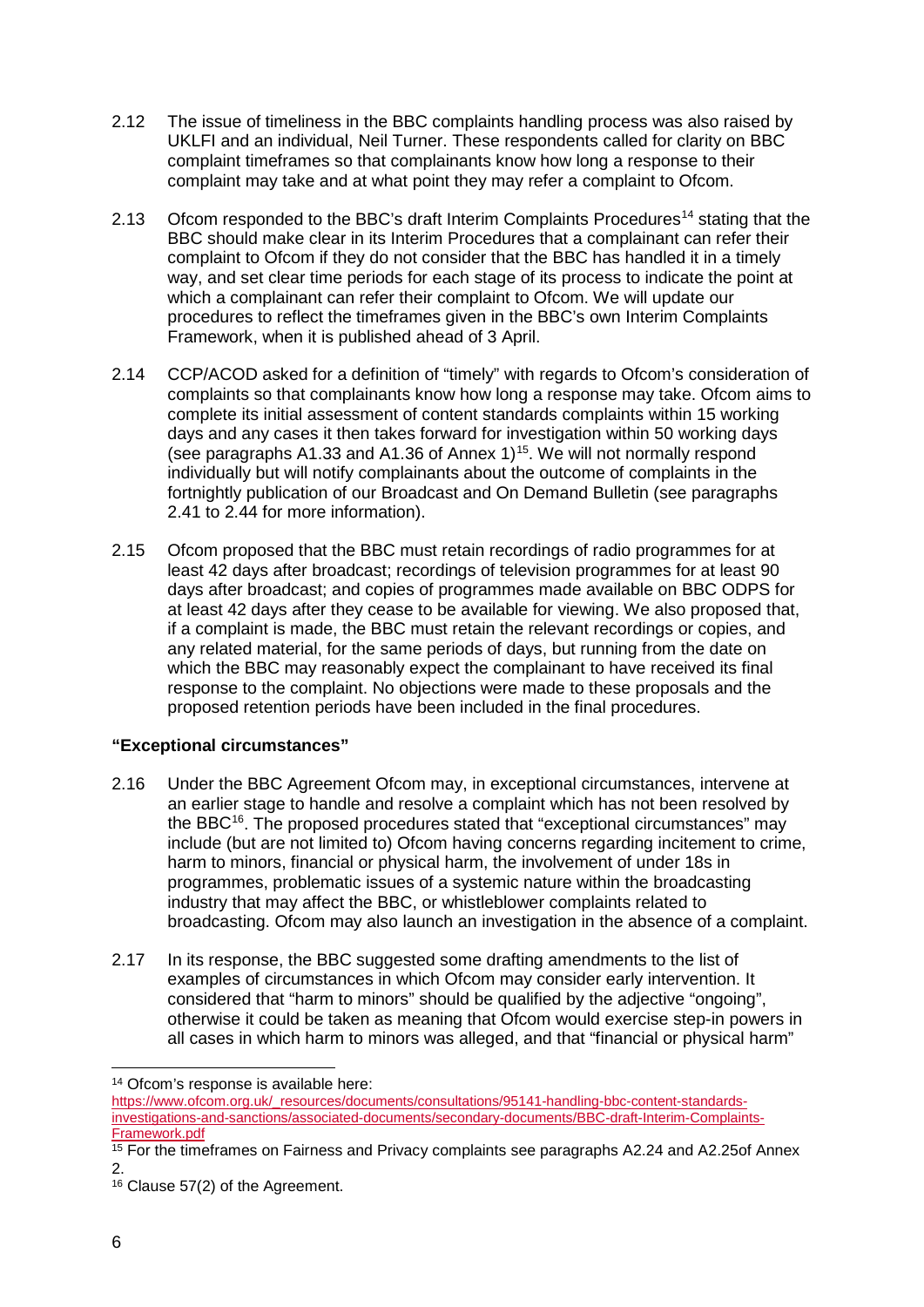2.12 The issue of timeliness in the BBC complaints handling process was also raised by UKLFI and an individual, Neil Turner. These respondents called for clarity on BBC complaint timeframes so that complainants know how long a response to their complaint may take and at what point they may refer a complaint to Ofcom.

2.13 Ofcom responded to the BBC's draft Interim Complaints Procedures[14] stating that the BBC should make clear in its Interim Procedures that a complainant can refer their complaint to Ofcom if they do not consider that the BBC has handled it in a timely way, and set clear time periods for each stage of its process to indicate the point at which a complainant can refer their complaint to Ofcom. We will update our procedures to reflect the timeframes given in the BBC's own Interim Complaints Framework, when it is published ahead of 3 April.

2.14 CCP/ACOD asked for a definition of "timely" with regards to Ofcom's consideration of complaints so that complainants know how long a response may take. Ofcom aims to complete its initial assessment of content standards complaints within 15 working days and any cases it then takes forward for investigation within 50 working days (see paragraphs A1.33 and A1.36 of Annex 1)[15]. We will not normally respond individually but will notify complainants about the outcome of complaints in the fortnightly publication of our Broadcast and On Demand Bulletin (see paragraphs 2.41 to 2.44 for more information).

2.15 Ofcom proposed that the BBC must retain recordings of radio programmes for at least 42 days after broadcast; recordings of television programmes for at least 90 days after broadcast; and copies of programmes made available on BBC ODPS for at least 42 days after they cease to be available for viewing. We also proposed that, if a complaint is made, the BBC must retain the relevant recordings or copies, and any related material, for the same periods of days, but running from the date on which the BBC may reasonably expect the complainant to have received its final response to the complaint. No objections were made to these proposals and the proposed retention periods have been included in the final procedures.

### "Exceptional circumstances"

2.16 Under the BBC Agreement Ofcom may, in exceptional circumstances, intervene at an earlier stage to handle and resolve a complaint which has not been resolved by the BBC[16]. The proposed procedures stated that "exceptional circumstances" may include (but are not limited to) Ofcom having concerns regarding incitement to crime, harm to minors, financial or physical harm, the involvement of under 18s in programmes, problematic issues of a systemic nature within the broadcasting industry that may affect the BBC, or whistleblower complaints related to broadcasting. Ofcom may also launch an investigation in the absence of a complaint.

2.17 In its response, the BBC suggested some drafting amendments to the list of examples of circumstances in which Ofcom may consider early intervention. It considered that "harm to minors" should be qualified by the adjective "ongoing", otherwise it could be taken as meaning that Ofcom would exercise step-in powers in all cases in which harm to minors was alleged, and that "financial or physical harm"

---

[14] Ofcom's response is available here: https://www.ofcom.org.uk/_resources/documents/consultations/95141-handling-bbc-content-standards-investigations-and-sanctions/associated-documents/secondary-documents/BBC-draft-Interim-Complaints-Framework.pdf

[15] For the timeframes on Fairness and Privacy complaints see paragraphs A2.24 and A2.25of Annex 2.

[16] Clause 57(2) of the Agreement.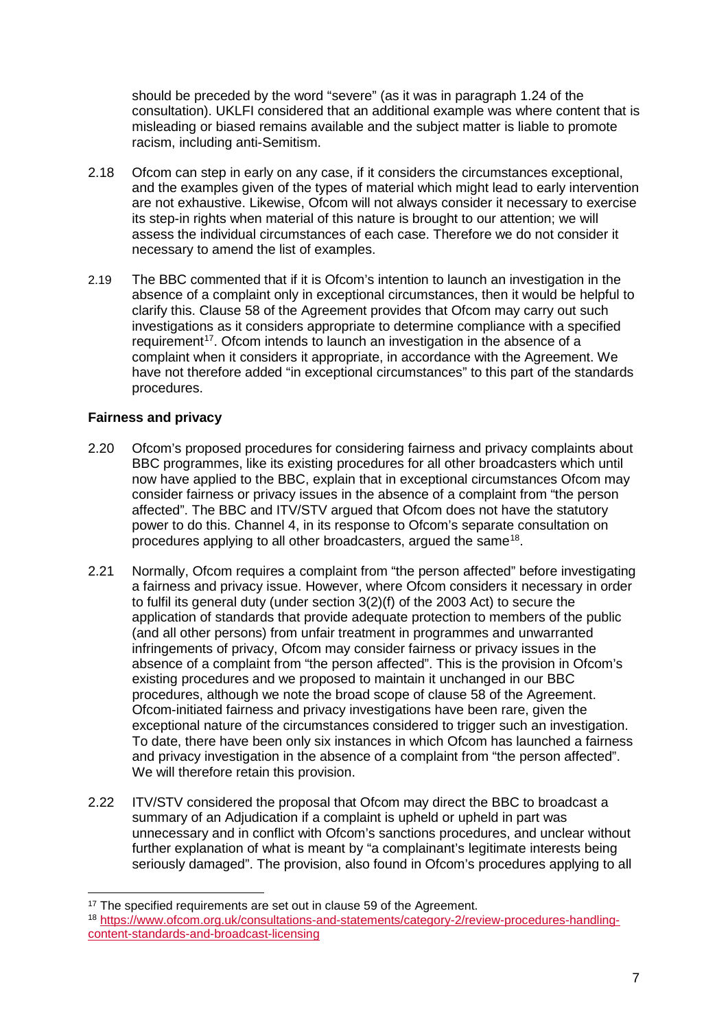should be preceded by the word "severe" (as it was in paragraph 1.24 of the consultation). UKLFI considered that an additional example was where content that is misleading or biased remains available and the subject matter is liable to promote racism, including anti-Semitism.

2.18 Ofcom can step in early on any case, if it considers the circumstances exceptional, and the examples given of the types of material which might lead to early intervention are not exhaustive. Likewise, Ofcom will not always consider it necessary to exercise its step-in rights when material of this nature is brought to our attention; we will assess the individual circumstances of each case. Therefore we do not consider it necessary to amend the list of examples.

2.19 The BBC commented that if it is Ofcom's intention to launch an investigation in the absence of a complaint only in exceptional circumstances, then it would be helpful to clarify this. Clause 58 of the Agreement provides that Ofcom may carry out such investigations as it considers appropriate to determine compliance with a specified requirement[17]. Ofcom intends to launch an investigation in the absence of a complaint when it considers it appropriate, in accordance with the Agreement. We have not therefore added "in exceptional circumstances" to this part of the standards procedures.

**Fairness and privacy**

2.20 Ofcom's proposed procedures for considering fairness and privacy complaints about BBC programmes, like its existing procedures for all other broadcasters which until now have applied to the BBC, explain that in exceptional circumstances Ofcom may consider fairness or privacy issues in the absence of a complaint from "the person affected". The BBC and ITV/STV argued that Ofcom does not have the statutory power to do this. Channel 4, in its response to Ofcom's separate consultation on procedures applying to all other broadcasters, argued the same[18].

2.21 Normally, Ofcom requires a complaint from "the person affected" before investigating a fairness and privacy issue. However, where Ofcom considers it necessary in order to fulfil its general duty (under section 3(2)(f) of the 2003 Act) to secure the application of standards that provide adequate protection to members of the public (and all other persons) from unfair treatment in programmes and unwarranted infringements of privacy, Ofcom may consider fairness or privacy issues in the absence of a complaint from "the person affected". This is the provision in Ofcom's existing procedures and we proposed to maintain it unchanged in our BBC procedures, although we note the broad scope of clause 58 of the Agreement. Ofcom-initiated fairness and privacy investigations have been rare, given the exceptional nature of the circumstances considered to trigger such an investigation. To date, there have been only six instances in which Ofcom has launched a fairness and privacy investigation in the absence of a complaint from "the person affected". We will therefore retain this provision.

2.22 ITV/STV considered the proposal that Ofcom may direct the BBC to broadcast a summary of an Adjudication if a complaint is upheld or upheld in part was unnecessary and in conflict with Ofcom's sanctions procedures, and unclear without further explanation of what is meant by "a complainant's legitimate interests being seriously damaged". The provision, also found in Ofcom's procedures applying to all

---

[17] The specified requirements are set out in clause 59 of the Agreement.

[18] https://www.ofcom.org.uk/consultations-and-statements/category-2/review-procedures-handling-content-standards-and-broadcast-licensing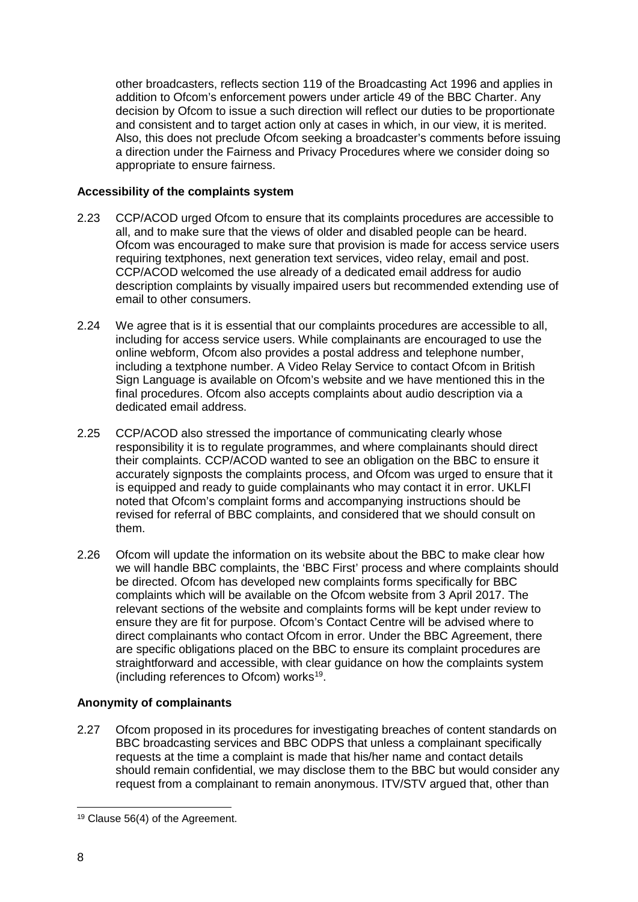other broadcasters, reflects section 119 of the Broadcasting Act 1996 and applies in addition to Ofcom's enforcement powers under article 49 of the BBC Charter. Any decision by Ofcom to issue a such direction will reflect our duties to be proportionate and consistent and to target action only at cases in which, in our view, it is merited. Also, this does not preclude Ofcom seeking a broadcaster's comments before issuing a direction under the Fairness and Privacy Procedures where we consider doing so appropriate to ensure fairness.

**Accessibility of the complaints system**

2.23 CCP/ACOD urged Ofcom to ensure that its complaints procedures are accessible to all, and to make sure that the views of older and disabled people can be heard. Ofcom was encouraged to make sure that provision is made for access service users requiring textphones, next generation text services, video relay, email and post. CCP/ACOD welcomed the use already of a dedicated email address for audio description complaints by visually impaired users but recommended extending use of email to other consumers.

2.24 We agree that is it is essential that our complaints procedures are accessible to all, including for access service users. While complainants are encouraged to use the online webform, Ofcom also provides a postal address and telephone number, including a textphone number. A Video Relay Service to contact Ofcom in British Sign Language is available on Ofcom's website and we have mentioned this in the final procedures. Ofcom also accepts complaints about audio description via a dedicated email address.

2.25 CCP/ACOD also stressed the importance of communicating clearly whose responsibility it is to regulate programmes, and where complainants should direct their complaints. CCP/ACOD wanted to see an obligation on the BBC to ensure it accurately signposts the complaints process, and Ofcom was urged to ensure that it is equipped and ready to guide complainants who may contact it in error. UKLFI noted that Ofcom's complaint forms and accompanying instructions should be revised for referral of BBC complaints, and considered that we should consult on them.

2.26 Ofcom will update the information on its website about the BBC to make clear how we will handle BBC complaints, the 'BBC First' process and where complaints should be directed. Ofcom has developed new complaints forms specifically for BBC complaints which will be available on the Ofcom website from 3 April 2017. The relevant sections of the website and complaints forms will be kept under review to ensure they are fit for purpose. Ofcom's Contact Centre will be advised where to direct complainants who contact Ofcom in error. Under the BBC Agreement, there are specific obligations placed on the BBC to ensure its complaint procedures are straightforward and accessible, with clear guidance on how the complaints system (including references to Ofcom) works[19].

**Anonymity of complainants**

2.27 Ofcom proposed in its procedures for investigating breaches of content standards on BBC broadcasting services and BBC ODPS that unless a complainant specifically requests at the time a complaint is made that his/her name and contact details should remain confidential, we may disclose them to the BBC but would consider any request from a complainant to remain anonymous. ITV/STV argued that, other than

[19] Clause 56(4) of the Agreement.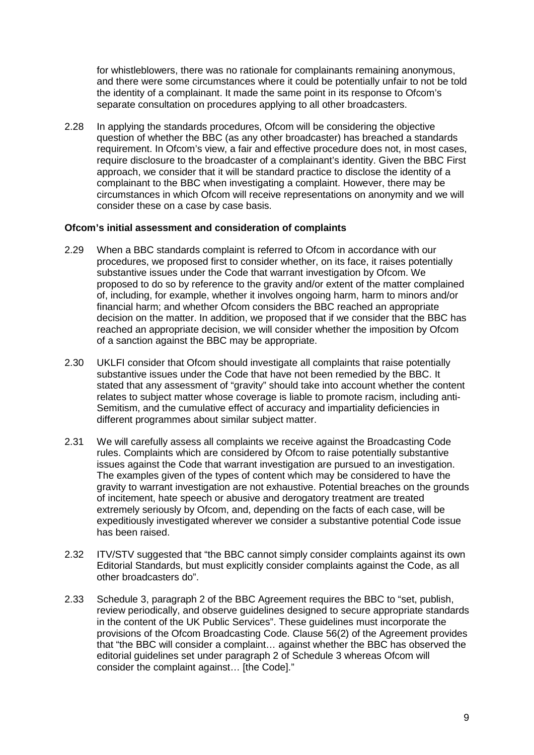for whistleblowers, there was no rationale for complainants remaining anonymous, and there were some circumstances where it could be potentially unfair to not be told the identity of a complainant. It made the same point in its response to Ofcom's separate consultation on procedures applying to all other broadcasters.

2.28 In applying the standards procedures, Ofcom will be considering the objective question of whether the BBC (as any other broadcaster) has breached a standards requirement. In Ofcom's view, a fair and effective procedure does not, in most cases, require disclosure to the broadcaster of a complainant's identity. Given the BBC First approach, we consider that it will be standard practice to disclose the identity of a complainant to the BBC when investigating a complaint. However, there may be circumstances in which Ofcom will receive representations on anonymity and we will consider these on a case by case basis.

**Ofcom's initial assessment and consideration of complaints**

2.29 When a BBC standards complaint is referred to Ofcom in accordance with our procedures, we proposed first to consider whether, on its face, it raises potentially substantive issues under the Code that warrant investigation by Ofcom. We proposed to do so by reference to the gravity and/or extent of the matter complained of, including, for example, whether it involves ongoing harm, harm to minors and/or financial harm; and whether Ofcom considers the BBC reached an appropriate decision on the matter. In addition, we proposed that if we consider that the BBC has reached an appropriate decision, we will consider whether the imposition by Ofcom of a sanction against the BBC may be appropriate.

2.30 UKLFI consider that Ofcom should investigate all complaints that raise potentially substantive issues under the Code that have not been remedied by the BBC. It stated that any assessment of "gravity" should take into account whether the content relates to subject matter whose coverage is liable to promote racism, including anti-Semitism, and the cumulative effect of accuracy and impartiality deficiencies in different programmes about similar subject matter.

2.31 We will carefully assess all complaints we receive against the Broadcasting Code rules. Complaints which are considered by Ofcom to raise potentially substantive issues against the Code that warrant investigation are pursued to an investigation. The examples given of the types of content which may be considered to have the gravity to warrant investigation are not exhaustive. Potential breaches on the grounds of incitement, hate speech or abusive and derogatory treatment are treated extremely seriously by Ofcom, and, depending on the facts of each case, will be expeditiously investigated wherever we consider a substantive potential Code issue has been raised.

2.32 ITV/STV suggested that "the BBC cannot simply consider complaints against its own Editorial Standards, but must explicitly consider complaints against the Code, as all other broadcasters do".

2.33 Schedule 3, paragraph 2 of the BBC Agreement requires the BBC to "set, publish, review periodically, and observe guidelines designed to secure appropriate standards in the content of the UK Public Services". These guidelines must incorporate the provisions of the Ofcom Broadcasting Code. Clause 56(2) of the Agreement provides that "the BBC will consider a complaint… against whether the BBC has observed the editorial guidelines set under paragraph 2 of Schedule 3 whereas Ofcom will consider the complaint against… [the Code]."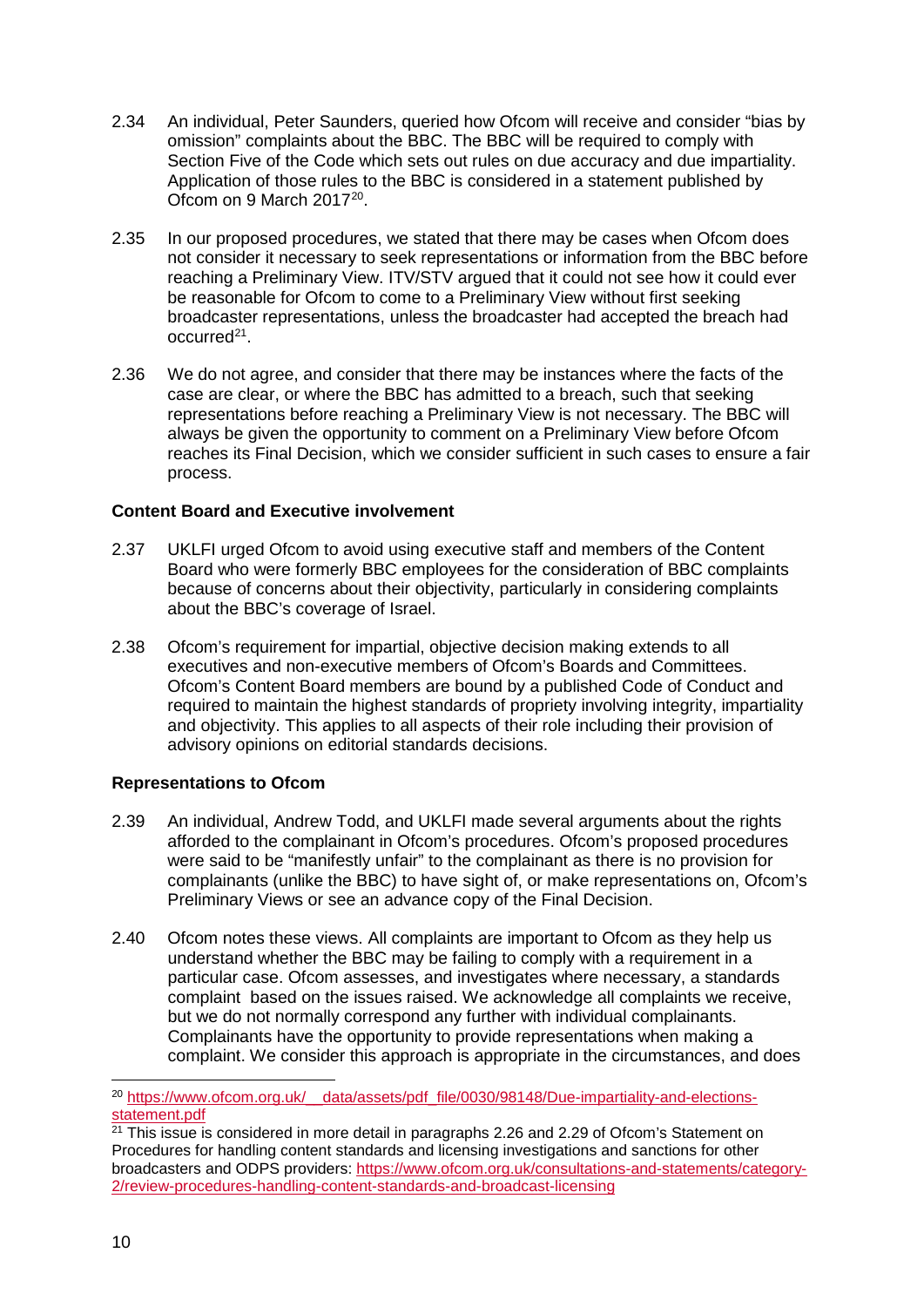2.34 An individual, Peter Saunders, queried how Ofcom will receive and consider "bias by omission" complaints about the BBC. The BBC will be required to comply with Section Five of the Code which sets out rules on due accuracy and due impartiality. Application of those rules to the BBC is considered in a statement published by Ofcom on 9 March 2017[20].

2.35 In our proposed procedures, we stated that there may be cases when Ofcom does not consider it necessary to seek representations or information from the BBC before reaching a Preliminary View. ITV/STV argued that it could not see how it could ever be reasonable for Ofcom to come to a Preliminary View without first seeking broadcaster representations, unless the broadcaster had accepted the breach had occurred[21].

2.36 We do not agree, and consider that there may be instances where the facts of the case are clear, or where the BBC has admitted to a breach, such that seeking representations before reaching a Preliminary View is not necessary. The BBC will always be given the opportunity to comment on a Preliminary View before Ofcom reaches its Final Decision, which we consider sufficient in such cases to ensure a fair process.

**Content Board and Executive involvement**

2.37 UKLFI urged Ofcom to avoid using executive staff and members of the Content Board who were formerly BBC employees for the consideration of BBC complaints because of concerns about their objectivity, particularly in considering complaints about the BBC's coverage of Israel.

2.38 Ofcom's requirement for impartial, objective decision making extends to all executives and non-executive members of Ofcom's Boards and Committees. Ofcom's Content Board members are bound by a published Code of Conduct and required to maintain the highest standards of propriety involving integrity, impartiality and objectivity. This applies to all aspects of their role including their provision of advisory opinions on editorial standards decisions.

**Representations to Ofcom**

2.39 An individual, Andrew Todd, and UKLFI made several arguments about the rights afforded to the complainant in Ofcom's procedures. Ofcom's proposed procedures were said to be "manifestly unfair" to the complainant as there is no provision for complainants (unlike the BBC) to have sight of, or make representations on, Ofcom's Preliminary Views or see an advance copy of the Final Decision.

2.40 Ofcom notes these views. All complaints are important to Ofcom as they help us understand whether the BBC may be failing to comply with a requirement in a particular case. Ofcom assesses, and investigates where necessary, a standards complaint based on the issues raised. We acknowledge all complaints we receive, but we do not normally correspond any further with individual complainants. Complainants have the opportunity to provide representations when making a complaint. We consider this approach is appropriate in the circumstances, and does

---

[20] https://www.ofcom.org.uk/__data/assets/pdf_file/0030/98148/Due-impartiality-and-elections-statement.pdf

[21] This issue is considered in more detail in paragraphs 2.26 and 2.29 of Ofcom's Statement on Procedures for handling content standards and licensing investigations and sanctions for other broadcasters and ODPS providers: https://www.ofcom.org.uk/consultations-and-statements/category-2/review-procedures-handling-content-standards-and-broadcast-licensing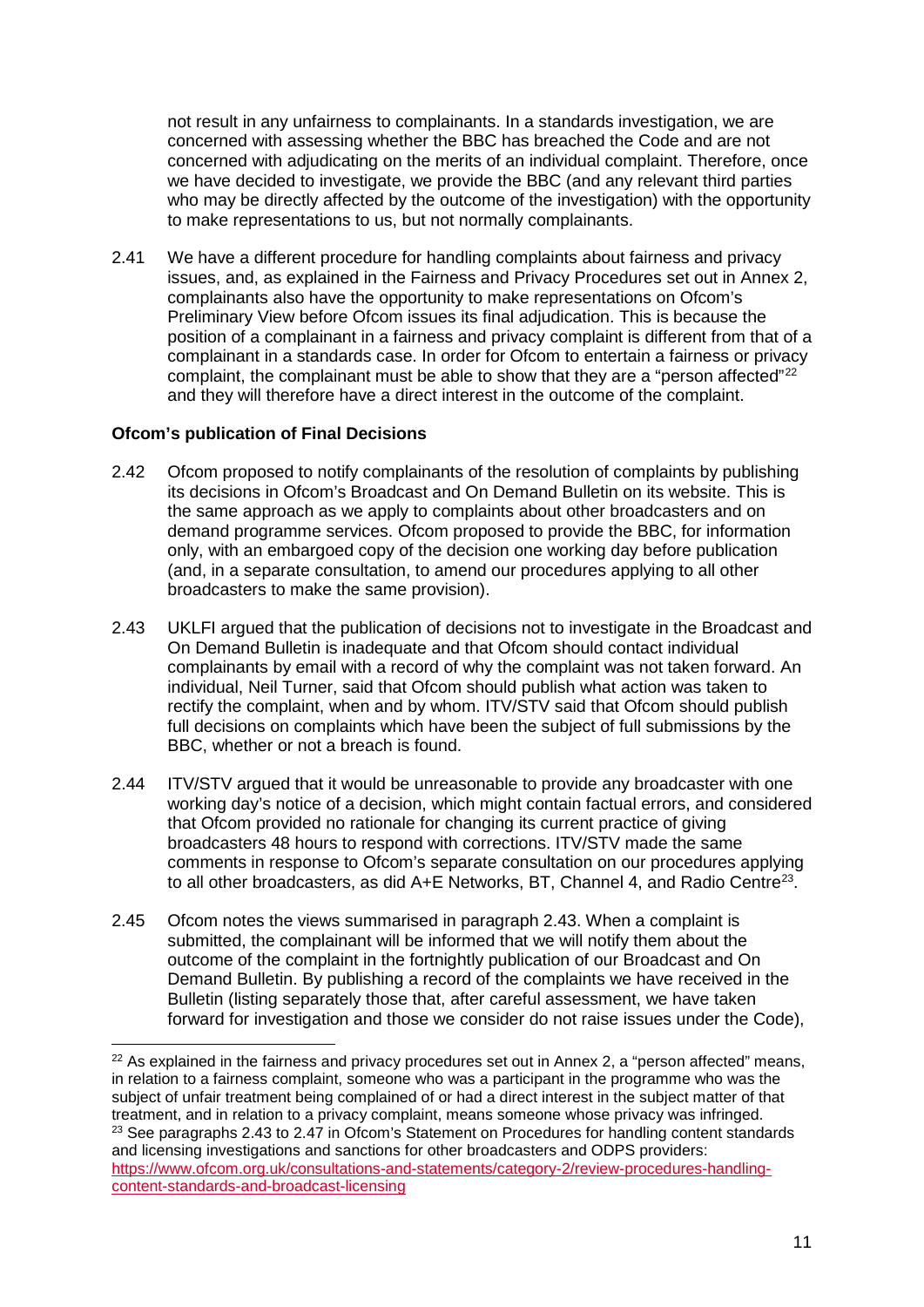not result in any unfairness to complainants. In a standards investigation, we are concerned with assessing whether the BBC has breached the Code and are not concerned with adjudicating on the merits of an individual complaint. Therefore, once we have decided to investigate, we provide the BBC (and any relevant third parties who may be directly affected by the outcome of the investigation) with the opportunity to make representations to us, but not normally complainants.

2.41 We have a different procedure for handling complaints about fairness and privacy issues, and, as explained in the Fairness and Privacy Procedures set out in Annex 2, complainants also have the opportunity to make representations on Ofcom's Preliminary View before Ofcom issues its final adjudication. This is because the position of a complainant in a fairness and privacy complaint is different from that of a complainant in a standards case. In order for Ofcom to entertain a fairness or privacy complaint, the complainant must be able to show that they are a "person affected"[22] and they will therefore have a direct interest in the outcome of the complaint.

**Ofcom's publication of Final Decisions**

2.42 Ofcom proposed to notify complainants of the resolution of complaints by publishing its decisions in Ofcom's Broadcast and On Demand Bulletin on its website. This is the same approach as we apply to complaints about other broadcasters and on demand programme services. Ofcom proposed to provide the BBC, for information only, with an embargoed copy of the decision one working day before publication (and, in a separate consultation, to amend our procedures applying to all other broadcasters to make the same provision).

2.43 UKLFI argued that the publication of decisions not to investigate in the Broadcast and On Demand Bulletin is inadequate and that Ofcom should contact individual complainants by email with a record of why the complaint was not taken forward. An individual, Neil Turner, said that Ofcom should publish what action was taken to rectify the complaint, when and by whom. ITV/STV said that Ofcom should publish full decisions on complaints which have been the subject of full submissions by the BBC, whether or not a breach is found.

2.44 ITV/STV argued that it would be unreasonable to provide any broadcaster with one working day's notice of a decision, which might contain factual errors, and considered that Ofcom provided no rationale for changing its current practice of giving broadcasters 48 hours to respond with corrections. ITV/STV made the same comments in response to Ofcom's separate consultation on our procedures applying to all other broadcasters, as did A+E Networks, BT, Channel 4, and Radio Centre[23].

2.45 Ofcom notes the views summarised in paragraph 2.43. When a complaint is submitted, the complainant will be informed that we will notify them about the outcome of the complaint in the fortnightly publication of our Broadcast and On Demand Bulletin. By publishing a record of the complaints we have received in the Bulletin (listing separately those that, after careful assessment, we have taken forward for investigation and those we consider do not raise issues under the Code),

---

[22] As explained in the fairness and privacy procedures set out in Annex 2, a "person affected" means, in relation to a fairness complaint, someone who was a participant in the programme who was the subject of unfair treatment being complained of or had a direct interest in the subject matter of that treatment, and in relation to a privacy complaint, means someone whose privacy was infringed.

[23] See paragraphs 2.43 to 2.47 in Ofcom's Statement on Procedures for handling content standards and licensing investigations and sanctions for other broadcasters and ODPS providers: https://www.ofcom.org.uk/consultations-and-statements/category-2/review-procedures-handling-content-standards-and-broadcast-licensing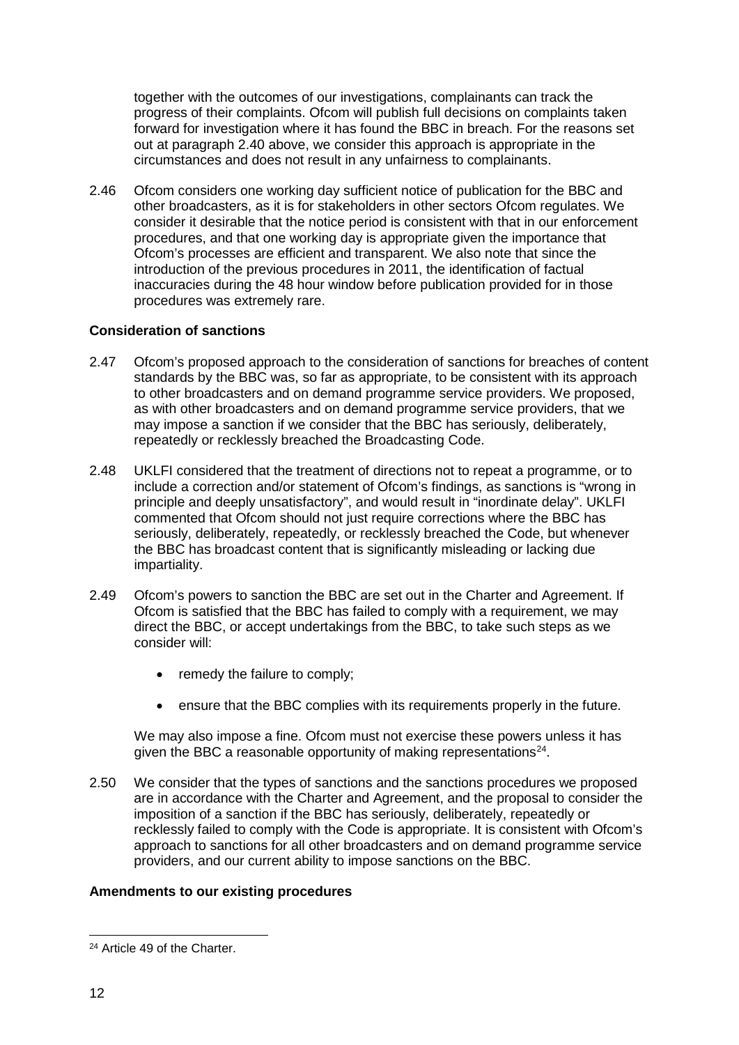together with the outcomes of our investigations, complainants can track the progress of their complaints. Ofcom will publish full decisions on complaints taken forward for investigation where it has found the BBC in breach. For the reasons set out at paragraph 2.40 above, we consider this approach is appropriate in the circumstances and does not result in any unfairness to complainants.

2.46 Ofcom considers one working day sufficient notice of publication for the BBC and other broadcasters, as it is for stakeholders in other sectors Ofcom regulates. We consider it desirable that the notice period is consistent with that in our enforcement procedures, and that one working day is appropriate given the importance that Ofcom's processes are efficient and transparent. We also note that since the introduction of the previous procedures in 2011, the identification of factual inaccuracies during the 48 hour window before publication provided for in those procedures was extremely rare.

**Consideration of sanctions**

2.47 Ofcom's proposed approach to the consideration of sanctions for breaches of content standards by the BBC was, so far as appropriate, to be consistent with its approach to other broadcasters and on demand programme service providers. We proposed, as with other broadcasters and on demand programme service providers, that we may impose a sanction if we consider that the BBC has seriously, deliberately, repeatedly or recklessly breached the Broadcasting Code.

2.48 UKLFI considered that the treatment of directions not to repeat a programme, or to include a correction and/or statement of Ofcom's findings, as sanctions is "wrong in principle and deeply unsatisfactory", and would result in "inordinate delay". UKLFI commented that Ofcom should not just require corrections where the BBC has seriously, deliberately, repeatedly, or recklessly breached the Code, but whenever the BBC has broadcast content that is significantly misleading or lacking due impartiality.

2.49 Ofcom's powers to sanction the BBC are set out in the Charter and Agreement. If Ofcom is satisfied that the BBC has failed to comply with a requirement, we may direct the BBC, or accept undertakings from the BBC, to take such steps as we consider will:

- remedy the failure to comply;
- ensure that the BBC complies with its requirements properly in the future.

We may also impose a fine. Ofcom must not exercise these powers unless it has given the BBC a reasonable opportunity of making representations[24].

2.50 We consider that the types of sanctions and the sanctions procedures we proposed are in accordance with the Charter and Agreement, and the proposal to consider the imposition of a sanction if the BBC has seriously, deliberately, repeatedly or recklessly failed to comply with the Code is appropriate. It is consistent with Ofcom's approach to sanctions for all other broadcasters and on demand programme service providers, and our current ability to impose sanctions on the BBC.

**Amendments to our existing procedures**

[24] Article 49 of the Charter.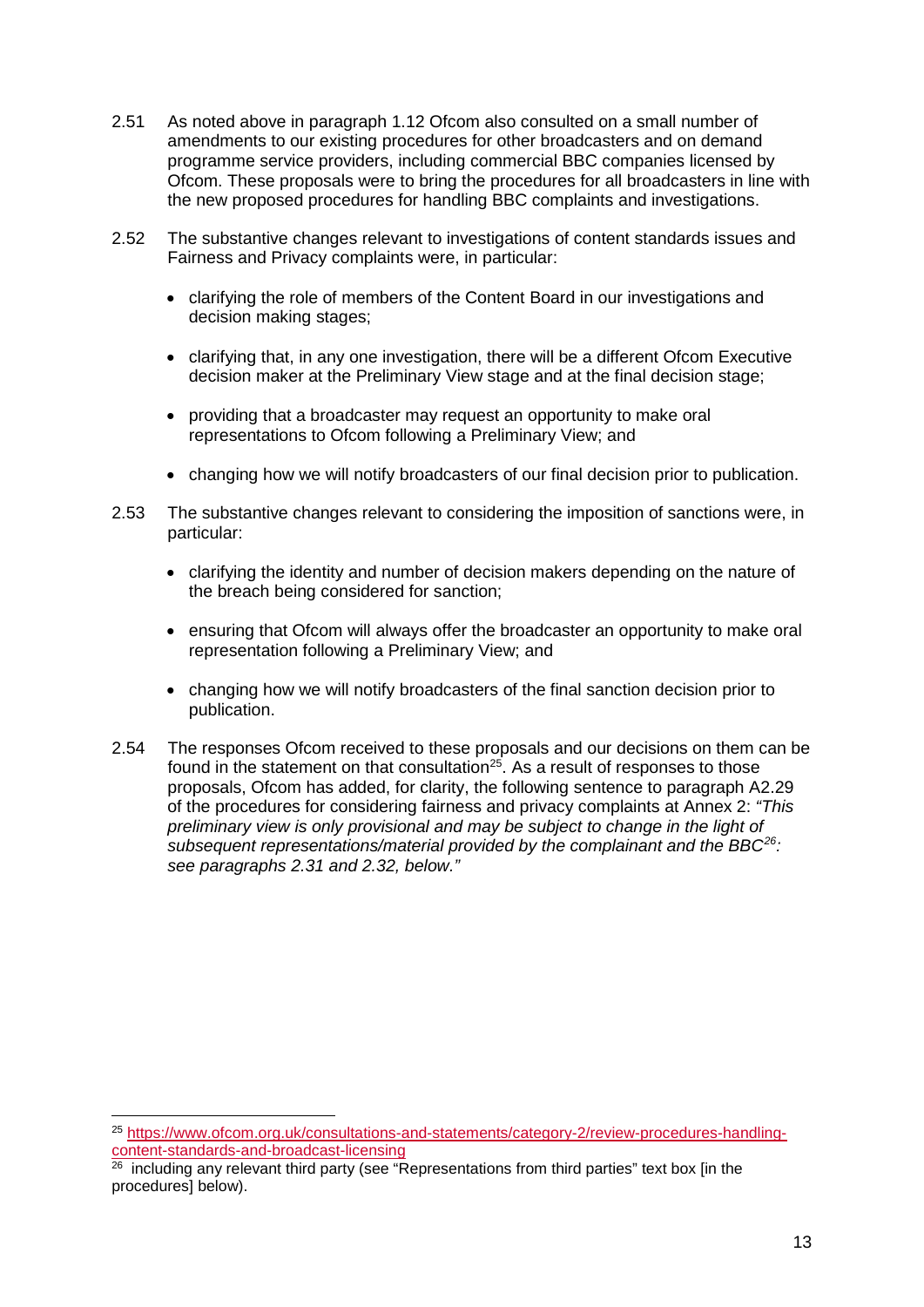2.51 As noted above in paragraph 1.12 Ofcom also consulted on a small number of amendments to our existing procedures for other broadcasters and on demand programme service providers, including commercial BBC companies licensed by Ofcom. These proposals were to bring the procedures for all broadcasters in line with the new proposed procedures for handling BBC complaints and investigations.

2.52 The substantive changes relevant to investigations of content standards issues and Fairness and Privacy complaints were, in particular:

- clarifying the role of members of the Content Board in our investigations and decision making stages;
- clarifying that, in any one investigation, there will be a different Ofcom Executive decision maker at the Preliminary View stage and at the final decision stage;
- providing that a broadcaster may request an opportunity to make oral representations to Ofcom following a Preliminary View; and
- changing how we will notify broadcasters of our final decision prior to publication.

2.53 The substantive changes relevant to considering the imposition of sanctions were, in particular:

- clarifying the identity and number of decision makers depending on the nature of the breach being considered for sanction;
- ensuring that Ofcom will always offer the broadcaster an opportunity to make oral representation following a Preliminary View; and
- changing how we will notify broadcasters of the final sanction decision prior to publication.

2.54 The responses Ofcom received to these proposals and our decisions on them can be found in the statement on that consultation[25]. As a result of responses to those proposals, Ofcom has added, for clarity, the following sentence to paragraph A2.29 of the procedures for considering fairness and privacy complaints at Annex 2: *"This preliminary view is only provisional and may be subject to change in the light of subsequent representations/material provided by the complainant and the BBC[26]: see paragraphs 2.31 and 2.32, below."*

---

[25] https://www.ofcom.org.uk/consultations-and-statements/category-2/review-procedures-handling-content-standards-and-broadcast-licensing

[26] including any relevant third party (see "Representations from third parties" text box [in the procedures] below).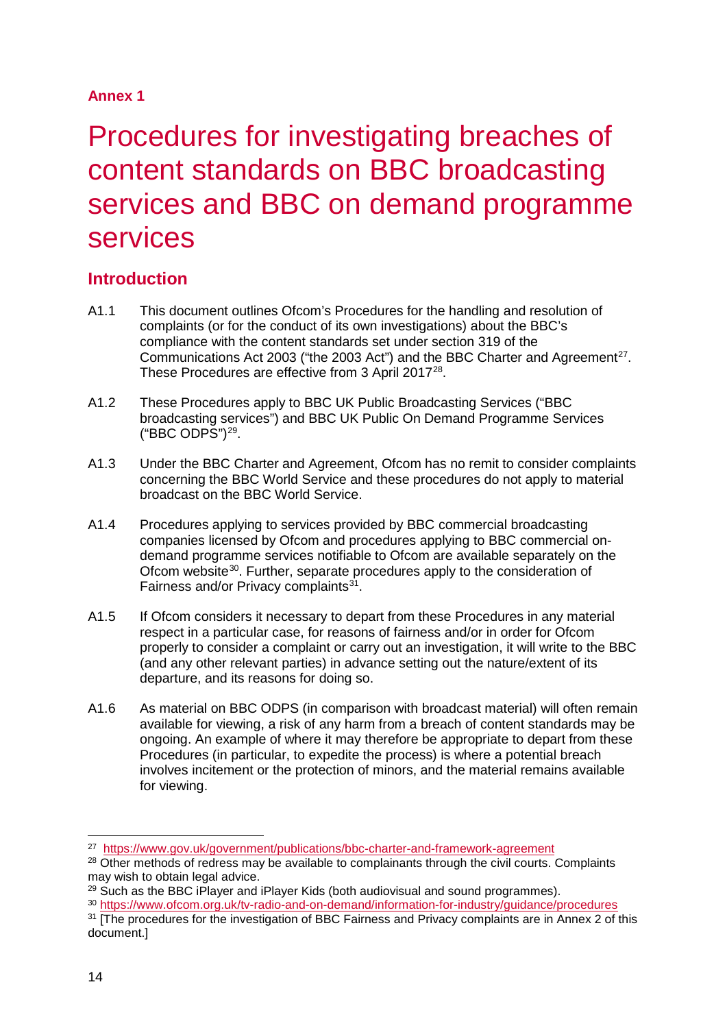**Annex 1**

# Procedures for investigating breaches of content standards on BBC broadcasting services and BBC on demand programme services

## Introduction

A1.1 This document outlines Ofcom's Procedures for the handling and resolution of complaints (or for the conduct of its own investigations) about the BBC's compliance with the content standards set under section 319 of the Communications Act 2003 ("the 2003 Act") and the BBC Charter and Agreement[27]. These Procedures are effective from 3 April 2017[28].

A1.2 These Procedures apply to BBC UK Public Broadcasting Services ("BBC broadcasting services") and BBC UK Public On Demand Programme Services ("BBC ODPS")[29].

A1.3 Under the BBC Charter and Agreement, Ofcom has no remit to consider complaints concerning the BBC World Service and these procedures do not apply to material broadcast on the BBC World Service.

A1.4 Procedures applying to services provided by BBC commercial broadcasting companies licensed by Ofcom and procedures applying to BBC commercial on-demand programme services notifiable to Ofcom are available separately on the Ofcom website[30]. Further, separate procedures apply to the consideration of Fairness and/or Privacy complaints[31].

A1.5 If Ofcom considers it necessary to depart from these Procedures in any material respect in a particular case, for reasons of fairness and/or in order for Ofcom properly to consider a complaint or carry out an investigation, it will write to the BBC (and any other relevant parties) in advance setting out the nature/extent of its departure, and its reasons for doing so.

A1.6 As material on BBC ODPS (in comparison with broadcast material) will often remain available for viewing, a risk of any harm from a breach of content standards may be ongoing. An example of where it may therefore be appropriate to depart from these Procedures (in particular, to expedite the process) is where a potential breach involves incitement or the protection of minors, and the material remains available for viewing.

---

[27] https://www.gov.uk/government/publications/bbc-charter-and-framework-agreement

[28] Other methods of redress may be available to complainants through the civil courts. Complaints may wish to obtain legal advice.

[29] Such as the BBC iPlayer and iPlayer Kids (both audiovisual and sound programmes).

[30] https://www.ofcom.org.uk/tv-radio-and-on-demand/information-for-industry/guidance/procedures

[31] [The procedures for the investigation of BBC Fairness and Privacy complaints are in Annex 2 of this document.]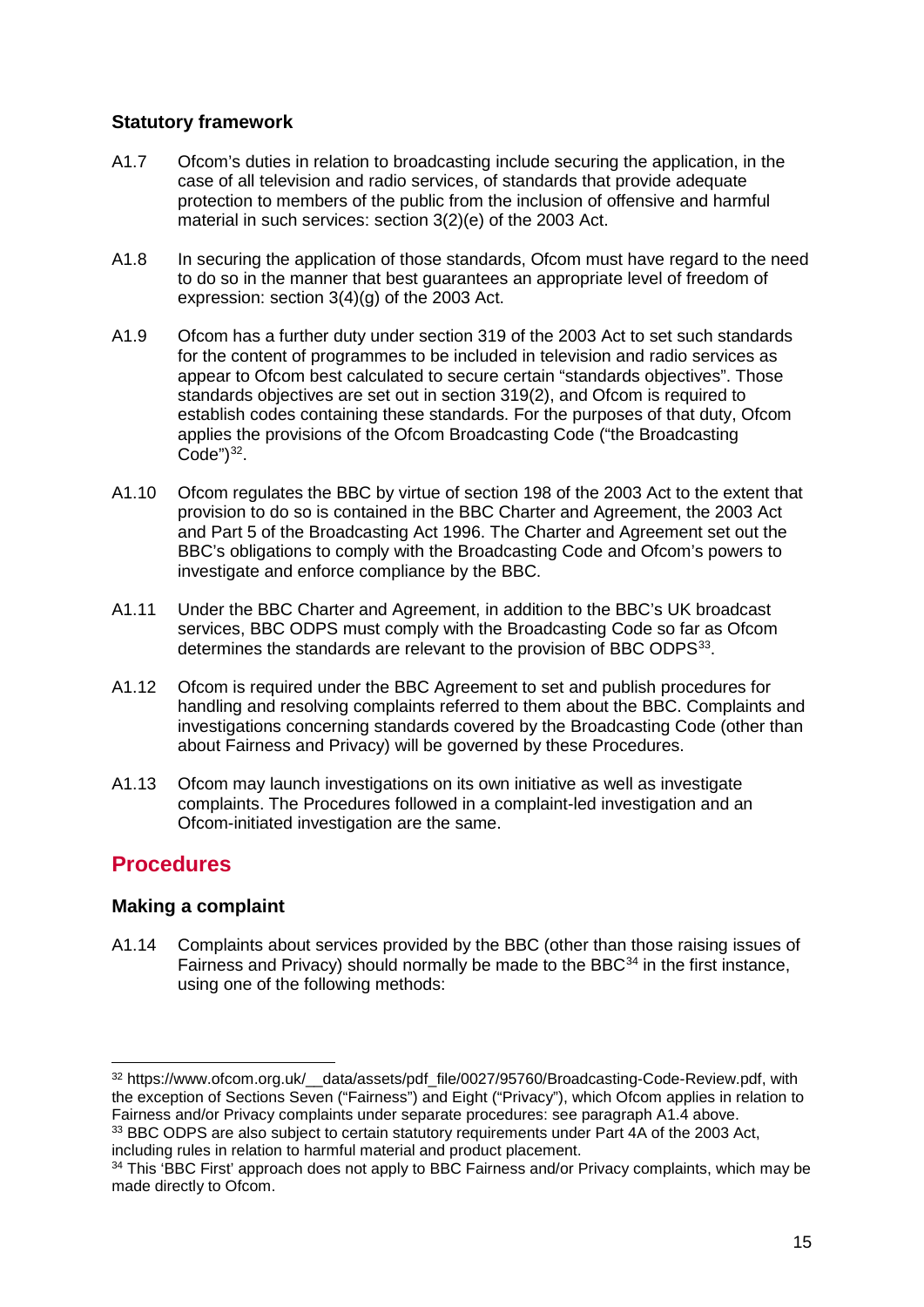### Statutory framework

A1.7 Ofcom's duties in relation to broadcasting include securing the application, in the case of all television and radio services, of standards that provide adequate protection to members of the public from the inclusion of offensive and harmful material in such services: section 3(2)(e) of the 2003 Act.

A1.8 In securing the application of those standards, Ofcom must have regard to the need to do so in the manner that best guarantees an appropriate level of freedom of expression: section 3(4)(g) of the 2003 Act.

A1.9 Ofcom has a further duty under section 319 of the 2003 Act to set such standards for the content of programmes to be included in television and radio services as appear to Ofcom best calculated to secure certain "standards objectives". Those standards objectives are set out in section 319(2), and Ofcom is required to establish codes containing these standards. For the purposes of that duty, Ofcom applies the provisions of the Ofcom Broadcasting Code ("the Broadcasting Code")[32].

A1.10 Ofcom regulates the BBC by virtue of section 198 of the 2003 Act to the extent that provision to do so is contained in the BBC Charter and Agreement, the 2003 Act and Part 5 of the Broadcasting Act 1996. The Charter and Agreement set out the BBC's obligations to comply with the Broadcasting Code and Ofcom's powers to investigate and enforce compliance by the BBC.

A1.11 Under the BBC Charter and Agreement, in addition to the BBC's UK broadcast services, BBC ODPS must comply with the Broadcasting Code so far as Ofcom determines the standards are relevant to the provision of BBC ODPS[33].

A1.12 Ofcom is required under the BBC Agreement to set and publish procedures for handling and resolving complaints referred to them about the BBC. Complaints and investigations concerning standards covered by the Broadcasting Code (other than about Fairness and Privacy) will be governed by these Procedures.

A1.13 Ofcom may launch investigations on its own initiative as well as investigate complaints. The Procedures followed in a complaint-led investigation and an Ofcom-initiated investigation are the same.

## Procedures

### Making a complaint

A1.14 Complaints about services provided by the BBC (other than those raising issues of Fairness and Privacy) should normally be made to the BBC[34] in the first instance, using one of the following methods:

---

[32] https://www.ofcom.org.uk/__data/assets/pdf_file/0027/95760/Broadcasting-Code-Review.pdf, with the exception of Sections Seven ("Fairness") and Eight ("Privacy"), which Ofcom applies in relation to Fairness and/or Privacy complaints under separate procedures: see paragraph A1.4 above.

[33] BBC ODPS are also subject to certain statutory requirements under Part 4A of the 2003 Act, including rules in relation to harmful material and product placement.

[34] This 'BBC First' approach does not apply to BBC Fairness and/or Privacy complaints, which may be made directly to Ofcom.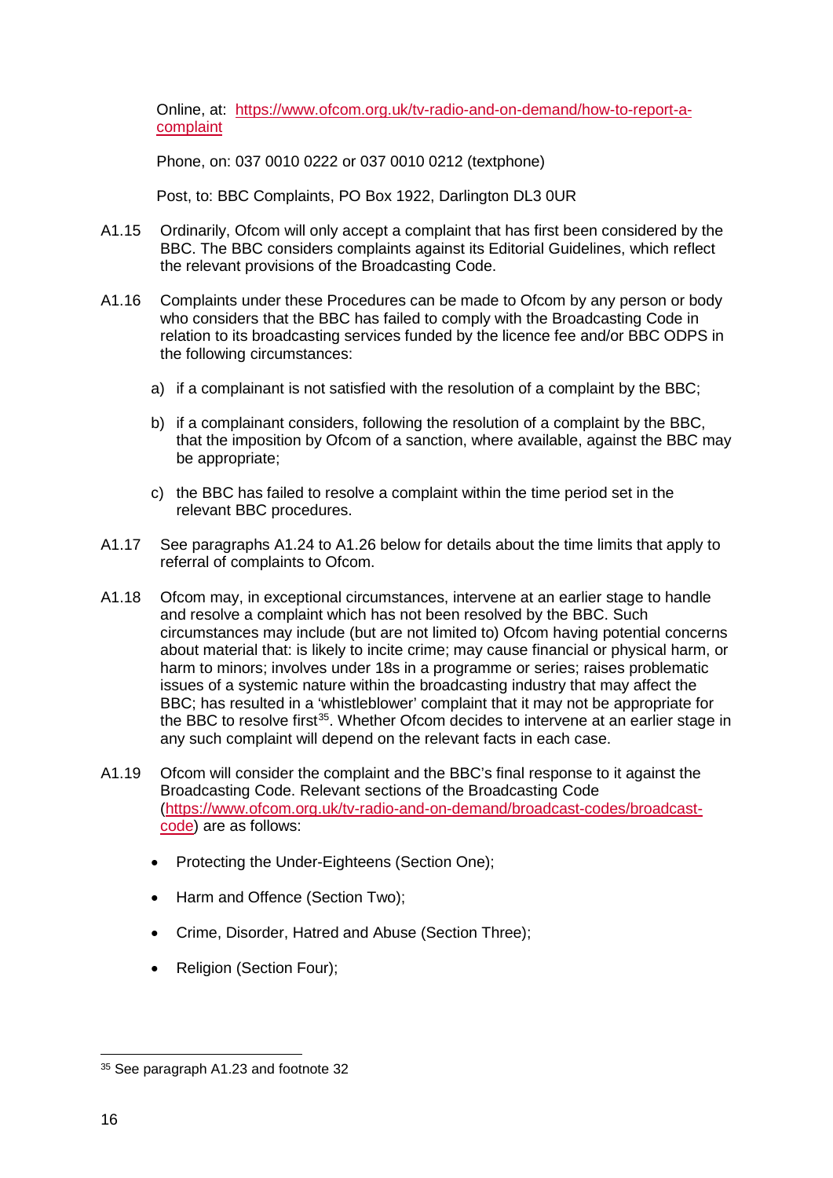Online, at: [https://www.ofcom.org.uk/tv-radio-and-on-demand/how-to-report-a-complaint](https://www.ofcom.org.uk/tv-radio-and-on-demand/how-to-report-a-complaint)

Phone, on: 037 0010 0222 or 037 0010 0212 (textphone)

Post, to: BBC Complaints, PO Box 1922, Darlington DL3 0UR

A1.15 Ordinarily, Ofcom will only accept a complaint that has first been considered by the BBC. The BBC considers complaints against its Editorial Guidelines, which reflect the relevant provisions of the Broadcasting Code.

A1.16 Complaints under these Procedures can be made to Ofcom by any person or body who considers that the BBC has failed to comply with the Broadcasting Code in relation to its broadcasting services funded by the licence fee and/or BBC ODPS in the following circumstances:

a) if a complainant is not satisfied with the resolution of a complaint by the BBC;

b) if a complainant considers, following the resolution of a complaint by the BBC, that the imposition by Ofcom of a sanction, where available, against the BBC may be appropriate;

c) the BBC has failed to resolve a complaint within the time period set in the relevant BBC procedures.

A1.17 See paragraphs A1.24 to A1.26 below for details about the time limits that apply to referral of complaints to Ofcom.

A1.18 Ofcom may, in exceptional circumstances, intervene at an earlier stage to handle and resolve a complaint which has not been resolved by the BBC. Such circumstances may include (but are not limited to) Ofcom having potential concerns about material that: is likely to incite crime; may cause financial or physical harm, or harm to minors; involves under 18s in a programme or series; raises problematic issues of a systemic nature within the broadcasting industry that may affect the BBC; has resulted in a 'whistleblower' complaint that it may not be appropriate for the BBC to resolve first[35]. Whether Ofcom decides to intervene at an earlier stage in any such complaint will depend on the relevant facts in each case.

A1.19 Ofcom will consider the complaint and the BBC's final response to it against the Broadcasting Code. Relevant sections of the Broadcasting Code ([https://www.ofcom.org.uk/tv-radio-and-on-demand/broadcast-codes/broadcast-code](https://www.ofcom.org.uk/tv-radio-and-on-demand/broadcast-codes/broadcast-code)) are as follows:

- Protecting the Under-Eighteens (Section One);
- Harm and Offence (Section Two);
- Crime, Disorder, Hatred and Abuse (Section Three);
- Religion (Section Four);

[35] See paragraph A1.23 and footnote 32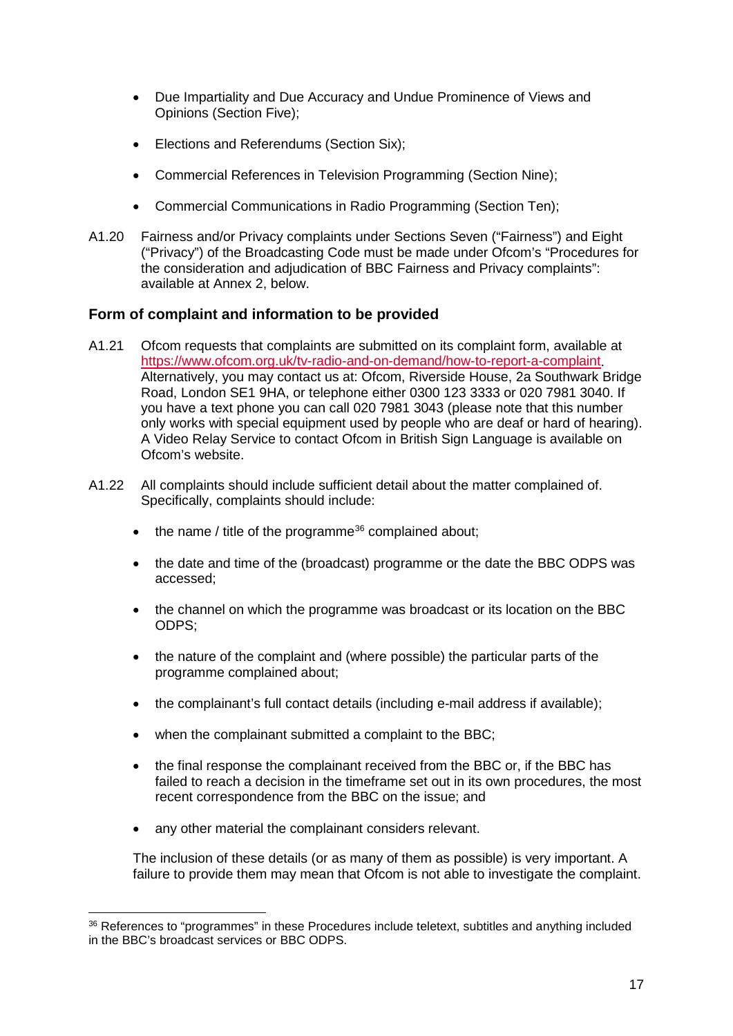- Due Impartiality and Due Accuracy and Undue Prominence of Views and Opinions (Section Five);
- Elections and Referendums (Section Six);
- Commercial References in Television Programming (Section Nine);
- Commercial Communications in Radio Programming (Section Ten);

A1.20 Fairness and/or Privacy complaints under Sections Seven ("Fairness") and Eight ("Privacy") of the Broadcasting Code must be made under Ofcom's "Procedures for the consideration and adjudication of BBC Fairness and Privacy complaints": available at Annex 2, below.

### Form of complaint and information to be provided

A1.21 Ofcom requests that complaints are submitted on its complaint form, available at https://www.ofcom.org.uk/tv-radio-and-on-demand/how-to-report-a-complaint. Alternatively, you may contact us at: Ofcom, Riverside House, 2a Southwark Bridge Road, London SE1 9HA, or telephone either 0300 123 3333 or 020 7981 3040. If you have a text phone you can call 020 7981 3043 (please note that this number only works with special equipment used by people who are deaf or hard of hearing). A Video Relay Service to contact Ofcom in British Sign Language is available on Ofcom's website.

A1.22 All complaints should include sufficient detail about the matter complained of. Specifically, complaints should include:

- the name / title of the programme[36] complained about;
- the date and time of the (broadcast) programme or the date the BBC ODPS was accessed;
- the channel on which the programme was broadcast or its location on the BBC ODPS;
- the nature of the complaint and (where possible) the particular parts of the programme complained about;
- the complainant's full contact details (including e-mail address if available);
- when the complainant submitted a complaint to the BBC;
- the final response the complainant received from the BBC or, if the BBC has failed to reach a decision in the timeframe set out in its own procedures, the most recent correspondence from the BBC on the issue; and
- any other material the complainant considers relevant.

The inclusion of these details (or as many of them as possible) is very important. A failure to provide them may mean that Ofcom is not able to investigate the complaint.

[36] References to "programmes" in these Procedures include teletext, subtitles and anything included in the BBC's broadcast services or BBC ODPS.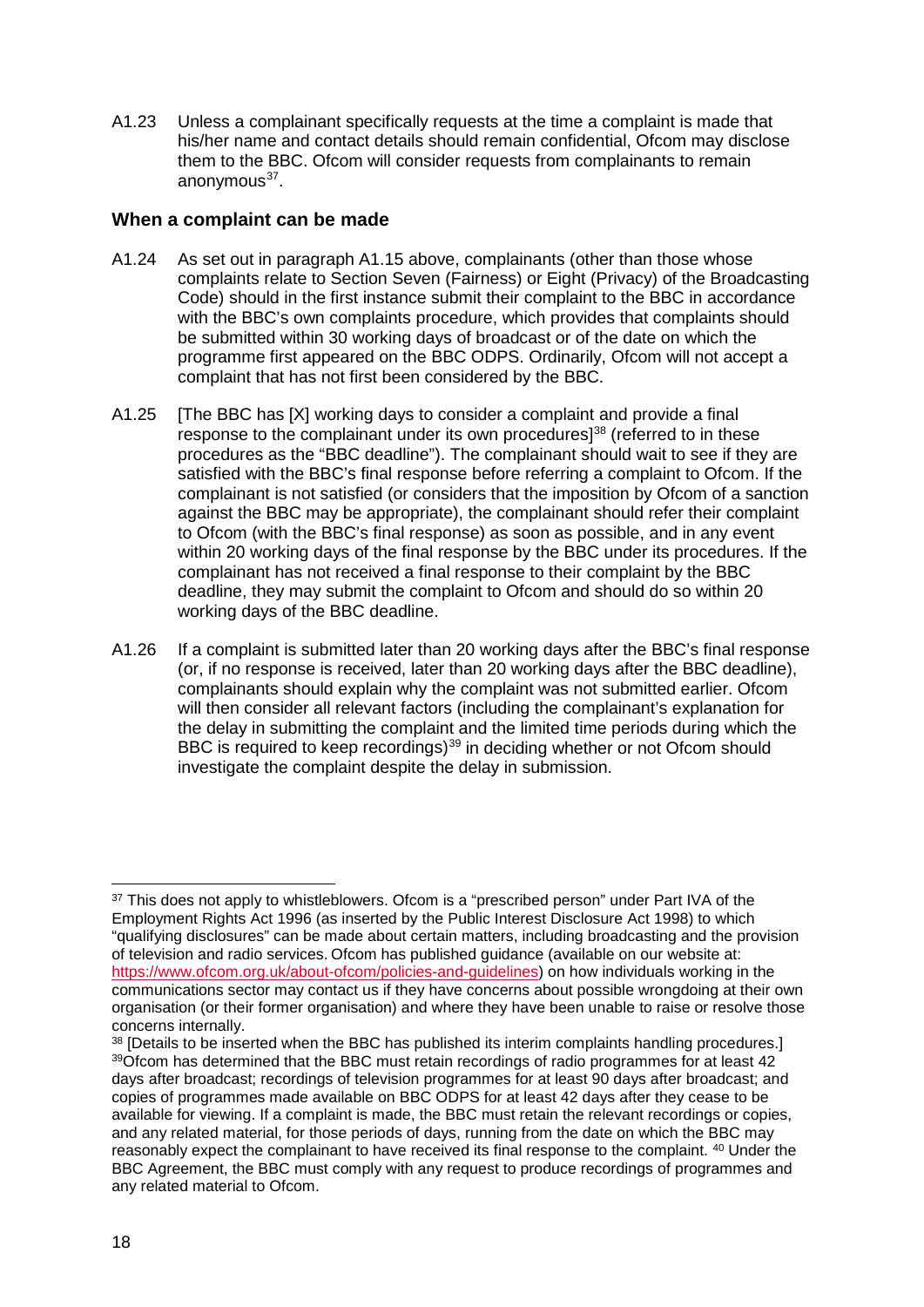A1.23 Unless a complainant specifically requests at the time a complaint is made that his/her name and contact details should remain confidential, Ofcom may disclose them to the BBC. Ofcom will consider requests from complainants to remain anonymous[37].

### When a complaint can be made

A1.24 As set out in paragraph A1.15 above, complainants (other than those whose complaints relate to Section Seven (Fairness) or Eight (Privacy) of the Broadcasting Code) should in the first instance submit their complaint to the BBC in accordance with the BBC's own complaints procedure, which provides that complaints should be submitted within 30 working days of broadcast or of the date on which the programme first appeared on the BBC ODPS. Ordinarily, Ofcom will not accept a complaint that has not first been considered by the BBC.

A1.25 [The BBC has [X] working days to consider a complaint and provide a final response to the complainant under its own procedures][38] (referred to in these procedures as the "BBC deadline"). The complainant should wait to see if they are satisfied with the BBC's final response before referring a complaint to Ofcom. If the complainant is not satisfied (or considers that the imposition by Ofcom of a sanction against the BBC may be appropriate), the complainant should refer their complaint to Ofcom (with the BBC's final response) as soon as possible, and in any event within 20 working days of the final response by the BBC under its procedures. If the complainant has not received a final response to their complaint by the BBC deadline, they may submit the complaint to Ofcom and should do so within 20 working days of the BBC deadline.

A1.26 If a complaint is submitted later than 20 working days after the BBC's final response (or, if no response is received, later than 20 working days after the BBC deadline), complainants should explain why the complaint was not submitted earlier. Ofcom will then consider all relevant factors (including the complainant's explanation for the delay in submitting the complaint and the limited time periods during which the BBC is required to keep recordings)[39] in deciding whether or not Ofcom should investigate the complaint despite the delay in submission.

---

[37] This does not apply to whistleblowers. Ofcom is a "prescribed person" under Part IVA of the Employment Rights Act 1996 (as inserted by the Public Interest Disclosure Act 1998) to which "qualifying disclosures" can be made about certain matters, including broadcasting and the provision of television and radio services. Ofcom has published guidance (available on our website at: https://www.ofcom.org.uk/about-ofcom/policies-and-guidelines) on how individuals working in the communications sector may contact us if they have concerns about possible wrongdoing at their own organisation (or their former organisation) and where they have been unable to raise or resolve those concerns internally.

[38] [Details to be inserted when the BBC has published its interim complaints handling procedures.]

[39] Ofcom has determined that the BBC must retain recordings of radio programmes for at least 42 days after broadcast; recordings of television programmes for at least 90 days after broadcast; and copies of programmes made available on BBC ODPS for at least 42 days after they cease to be available for viewing. If a complaint is made, the BBC must retain the relevant recordings or copies, and any related material, for those periods of days, running from the date on which the BBC may reasonably expect the complainant to have received its final response to the complaint. [40] Under the BBC Agreement, the BBC must comply with any request to produce recordings of programmes and any related material to Ofcom.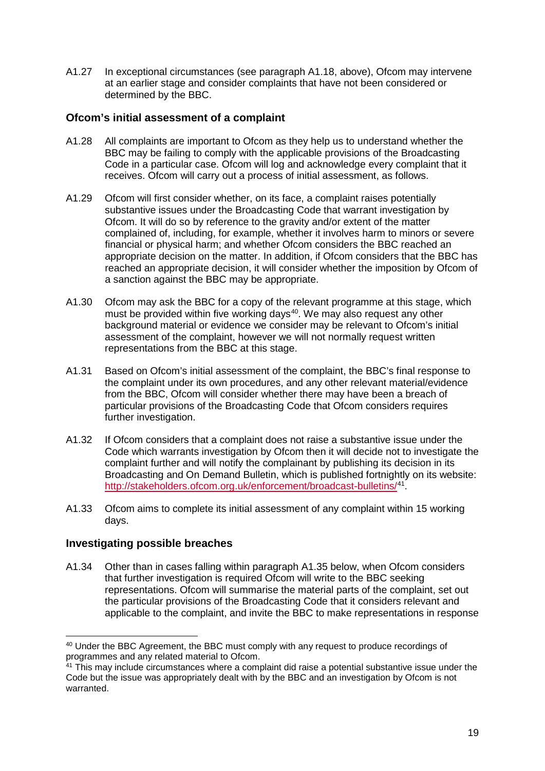A1.27 In exceptional circumstances (see paragraph A1.18, above), Ofcom may intervene at an earlier stage and consider complaints that have not been considered or determined by the BBC.

### Ofcom's initial assessment of a complaint

A1.28 All complaints are important to Ofcom as they help us to understand whether the BBC may be failing to comply with the applicable provisions of the Broadcasting Code in a particular case. Ofcom will log and acknowledge every complaint that it receives. Ofcom will carry out a process of initial assessment, as follows.

A1.29 Ofcom will first consider whether, on its face, a complaint raises potentially substantive issues under the Broadcasting Code that warrant investigation by Ofcom. It will do so by reference to the gravity and/or extent of the matter complained of, including, for example, whether it involves harm to minors or severe financial or physical harm; and whether Ofcom considers the BBC reached an appropriate decision on the matter. In addition, if Ofcom considers that the BBC has reached an appropriate decision, it will consider whether the imposition by Ofcom of a sanction against the BBC may be appropriate.

A1.30 Ofcom may ask the BBC for a copy of the relevant programme at this stage, which must be provided within five working days[40]. We may also request any other background material or evidence we consider may be relevant to Ofcom's initial assessment of the complaint, however we will not normally request written representations from the BBC at this stage.

A1.31 Based on Ofcom's initial assessment of the complaint, the BBC's final response to the complaint under its own procedures, and any other relevant material/evidence from the BBC, Ofcom will consider whether there may have been a breach of particular provisions of the Broadcasting Code that Ofcom considers requires further investigation.

A1.32 If Ofcom considers that a complaint does not raise a substantive issue under the Code which warrants investigation by Ofcom then it will decide not to investigate the complaint further and will notify the complainant by publishing its decision in its Broadcasting and On Demand Bulletin, which is published fortnightly on its website: http://stakeholders.ofcom.org.uk/enforcement/broadcast-bulletins/[41].

A1.33 Ofcom aims to complete its initial assessment of any complaint within 15 working days.

### Investigating possible breaches

A1.34 Other than in cases falling within paragraph A1.35 below, when Ofcom considers that further investigation is required Ofcom will write to the BBC seeking representations. Ofcom will summarise the material parts of the complaint, set out the particular provisions of the Broadcasting Code that it considers relevant and applicable to the complaint, and invite the BBC to make representations in response

---

[40] Under the BBC Agreement, the BBC must comply with any request to produce recordings of programmes and any related material to Ofcom.

[41] This may include circumstances where a complaint did raise a potential substantive issue under the Code but the issue was appropriately dealt with by the BBC and an investigation by Ofcom is not warranted.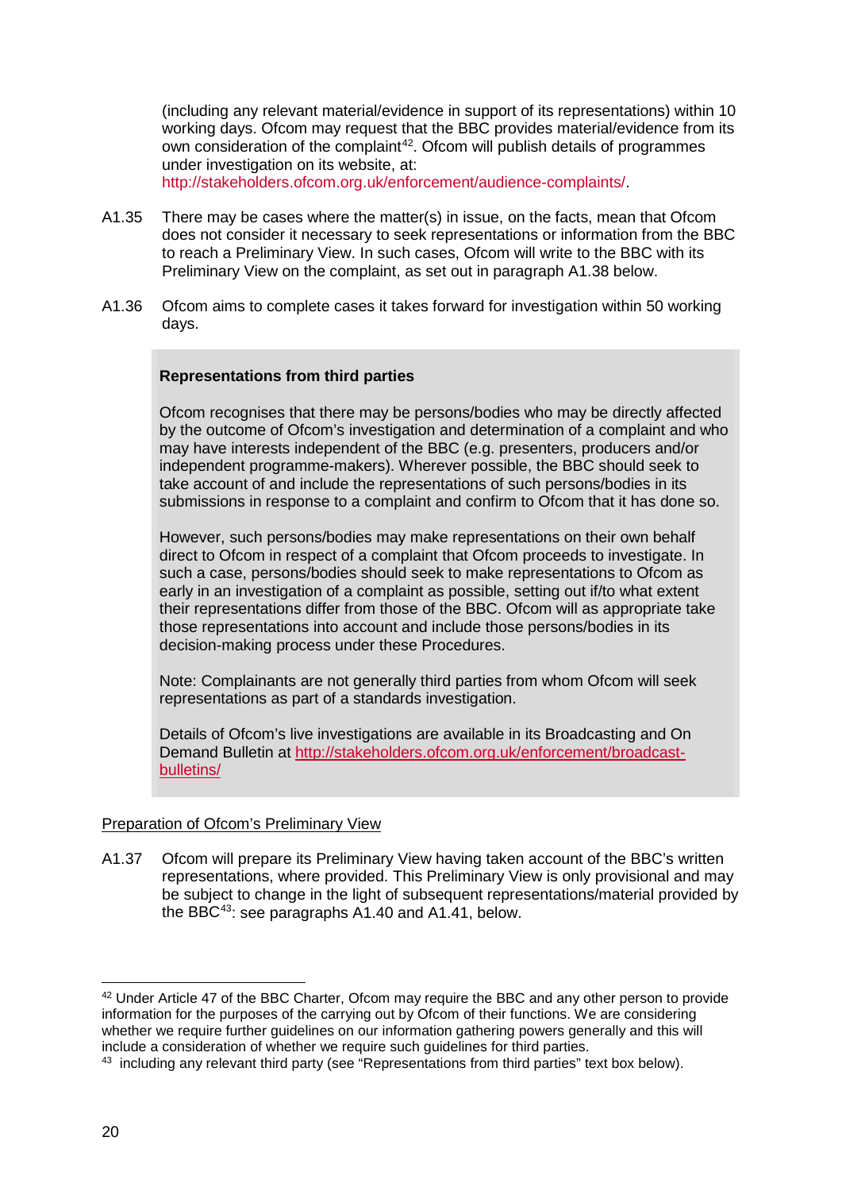(including any relevant material/evidence in support of its representations) within 10 working days. Ofcom may request that the BBC provides material/evidence from its own consideration of the complaint[42]. Ofcom will publish details of programmes under investigation on its website, at: http://stakeholders.ofcom.org.uk/enforcement/audience-complaints/.

A1.35 There may be cases where the matter(s) in issue, on the facts, mean that Ofcom does not consider it necessary to seek representations or information from the BBC to reach a Preliminary View. In such cases, Ofcom will write to the BBC with its Preliminary View on the complaint, as set out in paragraph A1.38 below.

A1.36 Ofcom aims to complete cases it takes forward for investigation within 50 working days.

> **Representations from third parties**
>
> Ofcom recognises that there may be persons/bodies who may be directly affected by the outcome of Ofcom's investigation and determination of a complaint and who may have interests independent of the BBC (e.g. presenters, producers and/or independent programme-makers). Wherever possible, the BBC should seek to take account of and include the representations of such persons/bodies in its submissions in response to a complaint and confirm to Ofcom that it has done so.
>
> However, such persons/bodies may make representations on their own behalf direct to Ofcom in respect of a complaint that Ofcom proceeds to investigate. In such a case, persons/bodies should seek to make representations to Ofcom as early in an investigation of a complaint as possible, setting out if/to what extent their representations differ from those of the BBC. Ofcom will as appropriate take those representations into account and include those persons/bodies in its decision-making process under these Procedures.
>
> Note: Complainants are not generally third parties from whom Ofcom will seek representations as part of a standards investigation.
>
> Details of Ofcom's live investigations are available in its Broadcasting and On Demand Bulletin at http://stakeholders.ofcom.org.uk/enforcement/broadcast-bulletins/

Preparation of Ofcom's Preliminary View

A1.37 Ofcom will prepare its Preliminary View having taken account of the BBC's written representations, where provided. This Preliminary View is only provisional and may be subject to change in the light of subsequent representations/material provided by the BBC[43]: see paragraphs A1.40 and A1.41, below.

---

[42] Under Article 47 of the BBC Charter, Ofcom may require the BBC and any other person to provide information for the purposes of the carrying out by Ofcom of their functions. We are considering whether we require further guidelines on our information gathering powers generally and this will include a consideration of whether we require such guidelines for third parties.

[43] including any relevant third party (see "Representations from third parties" text box below).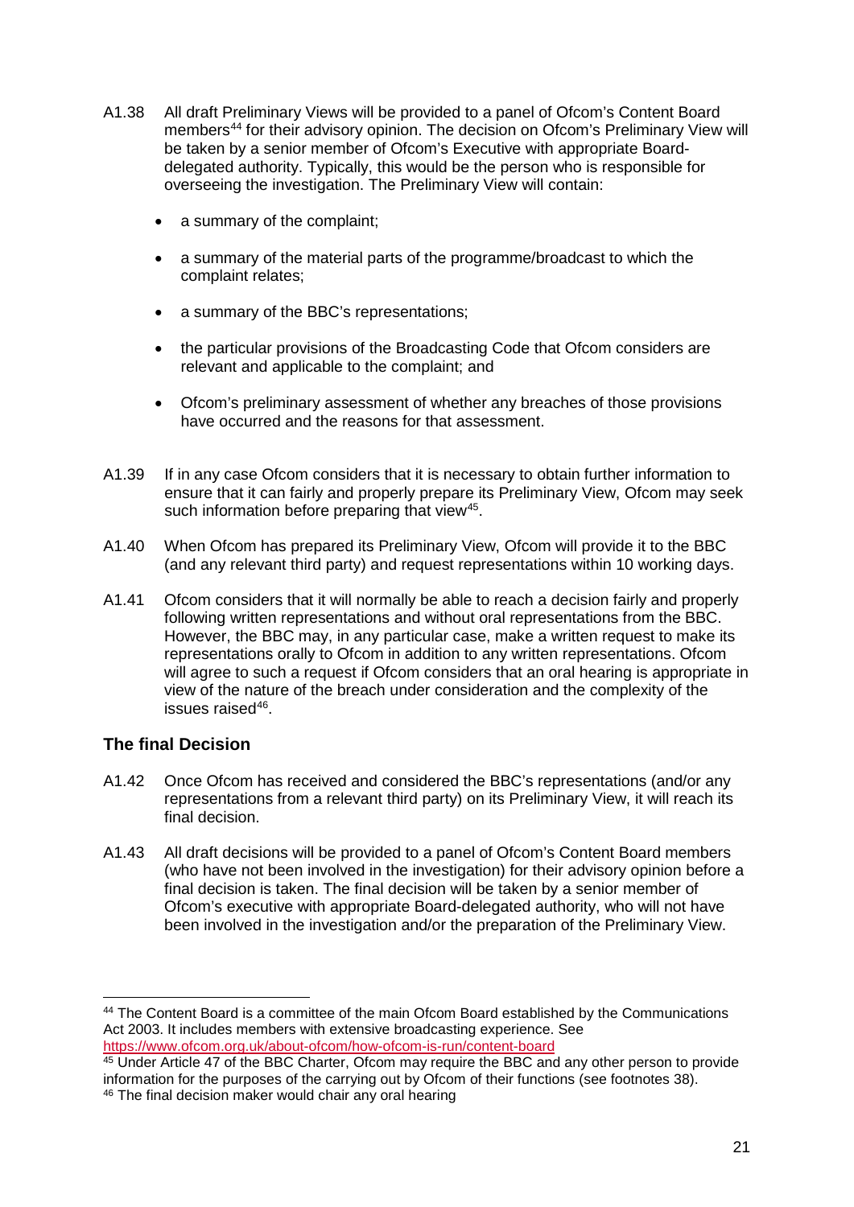A1.38 All draft Preliminary Views will be provided to a panel of Ofcom's Content Board members[44] for their advisory opinion. The decision on Ofcom's Preliminary View will be taken by a senior member of Ofcom's Executive with appropriate Board-delegated authority. Typically, this would be the person who is responsible for overseeing the investigation. The Preliminary View will contain:

- a summary of the complaint;
- a summary of the material parts of the programme/broadcast to which the complaint relates;
- a summary of the BBC's representations;
- the particular provisions of the Broadcasting Code that Ofcom considers are relevant and applicable to the complaint; and
- Ofcom's preliminary assessment of whether any breaches of those provisions have occurred and the reasons for that assessment.

A1.39 If in any case Ofcom considers that it is necessary to obtain further information to ensure that it can fairly and properly prepare its Preliminary View, Ofcom may seek such information before preparing that view[45].

A1.40 When Ofcom has prepared its Preliminary View, Ofcom will provide it to the BBC (and any relevant third party) and request representations within 10 working days.

A1.41 Ofcom considers that it will normally be able to reach a decision fairly and properly following written representations and without oral representations from the BBC. However, the BBC may, in any particular case, make a written request to make its representations orally to Ofcom in addition to any written representations. Ofcom will agree to such a request if Ofcom considers that an oral hearing is appropriate in view of the nature of the breach under consideration and the complexity of the issues raised[46].

## The final Decision

A1.42 Once Ofcom has received and considered the BBC's representations (and/or any representations from a relevant third party) on its Preliminary View, it will reach its final decision.

A1.43 All draft decisions will be provided to a panel of Ofcom's Content Board members (who have not been involved in the investigation) for their advisory opinion before a final decision is taken. The final decision will be taken by a senior member of Ofcom's executive with appropriate Board-delegated authority, who will not have been involved in the investigation and/or the preparation of the Preliminary View.

---

[44] The Content Board is a committee of the main Ofcom Board established by the Communications Act 2003. It includes members with extensive broadcasting experience. See https://www.ofcom.org.uk/about-ofcom/how-ofcom-is-run/content-board

[45] Under Article 47 of the BBC Charter, Ofcom may require the BBC and any other person to provide information for the purposes of the carrying out by Ofcom of their functions (see footnotes 38).

[46] The final decision maker would chair any oral hearing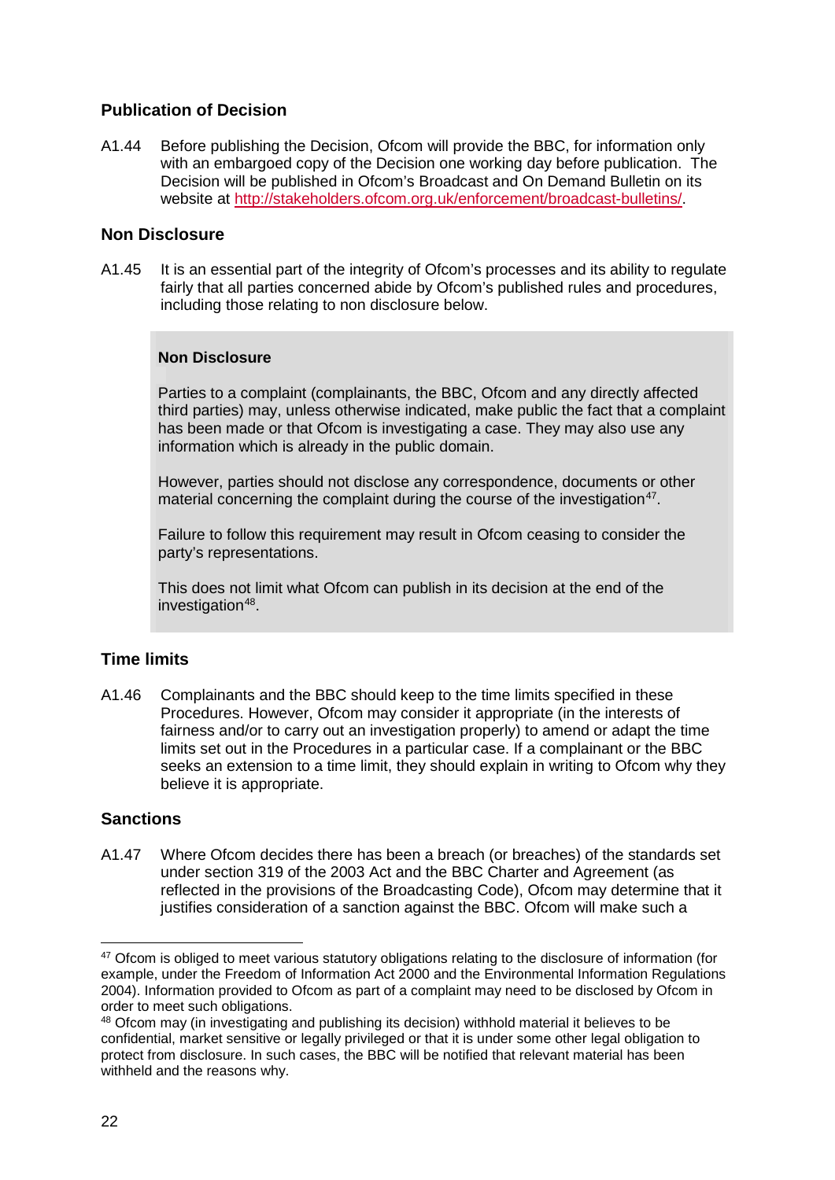## Publication of Decision

A1.44 Before publishing the Decision, Ofcom will provide the BBC, for information only with an embargoed copy of the Decision one working day before publication. The Decision will be published in Ofcom's Broadcast and On Demand Bulletin on its website at http://stakeholders.ofcom.org.uk/enforcement/broadcast-bulletins/.

## Non Disclosure

A1.45 It is an essential part of the integrity of Ofcom's processes and its ability to regulate fairly that all parties concerned abide by Ofcom's published rules and procedures, including those relating to non disclosure below.

> **Non Disclosure**
>
> Parties to a complaint (complainants, the BBC, Ofcom and any directly affected third parties) may, unless otherwise indicated, make public the fact that a complaint has been made or that Ofcom is investigating a case. They may also use any information which is already in the public domain.
>
> However, parties should not disclose any correspondence, documents or other material concerning the complaint during the course of the investigation[47].
>
> Failure to follow this requirement may result in Ofcom ceasing to consider the party's representations.
>
> This does not limit what Ofcom can publish in its decision at the end of the investigation[48].

## Time limits

A1.46 Complainants and the BBC should keep to the time limits specified in these Procedures. However, Ofcom may consider it appropriate (in the interests of fairness and/or to carry out an investigation properly) to amend or adapt the time limits set out in the Procedures in a particular case. If a complainant or the BBC seeks an extension to a time limit, they should explain in writing to Ofcom why they believe it is appropriate.

## Sanctions

A1.47 Where Ofcom decides there has been a breach (or breaches) of the standards set under section 319 of the 2003 Act and the BBC Charter and Agreement (as reflected in the provisions of the Broadcasting Code), Ofcom may determine that it justifies consideration of a sanction against the BBC. Ofcom will make such a

---

[47] Ofcom is obliged to meet various statutory obligations relating to the disclosure of information (for example, under the Freedom of Information Act 2000 and the Environmental Information Regulations 2004). Information provided to Ofcom as part of a complaint may need to be disclosed by Ofcom in order to meet such obligations.

[48] Ofcom may (in investigating and publishing its decision) withhold material it believes to be confidential, market sensitive or legally privileged or that it is under some other legal obligation to protect from disclosure. In such cases, the BBC will be notified that relevant material has been withheld and the reasons why.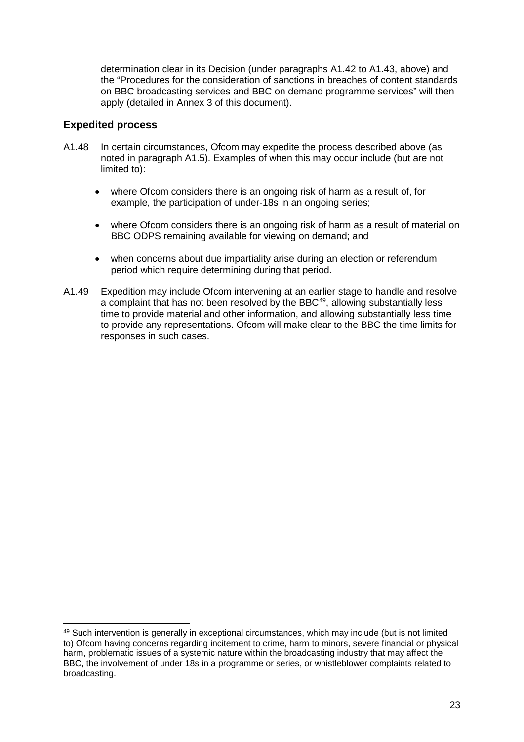determination clear in its Decision (under paragraphs A1.42 to A1.43, above) and the "Procedures for the consideration of sanctions in breaches of content standards on BBC broadcasting services and BBC on demand programme services" will then apply (detailed in Annex 3 of this document).

### Expedited process

A1.48 In certain circumstances, Ofcom may expedite the process described above (as noted in paragraph A1.5). Examples of when this may occur include (but are not limited to):

- where Ofcom considers there is an ongoing risk of harm as a result of, for example, the participation of under-18s in an ongoing series;
- where Ofcom considers there is an ongoing risk of harm as a result of material on BBC ODPS remaining available for viewing on demand; and
- when concerns about due impartiality arise during an election or referendum period which require determining during that period.

A1.49 Expedition may include Ofcom intervening at an earlier stage to handle and resolve a complaint that has not been resolved by the BBC[49], allowing substantially less time to provide material and other information, and allowing substantially less time to provide any representations. Ofcom will make clear to the BBC the time limits for responses in such cases.

[49] Such intervention is generally in exceptional circumstances, which may include (but is not limited to) Ofcom having concerns regarding incitement to crime, harm to minors, severe financial or physical harm, problematic issues of a systemic nature within the broadcasting industry that may affect the BBC, the involvement of under 18s in a programme or series, or whistleblower complaints related to broadcasting.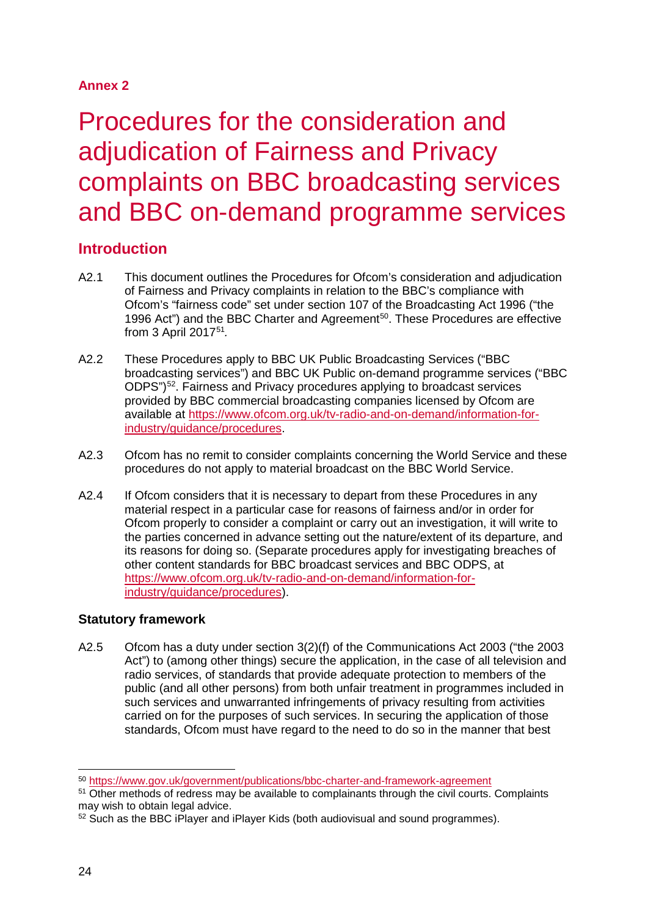**Annex 2**

# Procedures for the consideration and adjudication of Fairness and Privacy complaints on BBC broadcasting services and BBC on-demand programme services

## Introduction

A2.1 This document outlines the Procedures for Ofcom's consideration and adjudication of Fairness and Privacy complaints in relation to the BBC's compliance with Ofcom's "fairness code" set under section 107 of the Broadcasting Act 1996 ("the 1996 Act") and the BBC Charter and Agreement[50]. These Procedures are effective from 3 April 2017[51].

A2.2 These Procedures apply to BBC UK Public Broadcasting Services ("BBC broadcasting services") and BBC UK Public on-demand programme services ("BBC ODPS")[52]. Fairness and Privacy procedures applying to broadcast services provided by BBC commercial broadcasting companies licensed by Ofcom are available at https://www.ofcom.org.uk/tv-radio-and-on-demand/information-for-industry/guidance/procedures.

A2.3 Ofcom has no remit to consider complaints concerning the World Service and these procedures do not apply to material broadcast on the BBC World Service.

A2.4 If Ofcom considers that it is necessary to depart from these Procedures in any material respect in a particular case for reasons of fairness and/or in order for Ofcom properly to consider a complaint or carry out an investigation, it will write to the parties concerned in advance setting out the nature/extent of its departure, and its reasons for doing so. (Separate procedures apply for investigating breaches of other content standards for BBC broadcast services and BBC ODPS, at https://www.ofcom.org.uk/tv-radio-and-on-demand/information-for-industry/guidance/procedures).

### Statutory framework

A2.5 Ofcom has a duty under section 3(2)(f) of the Communications Act 2003 ("the 2003 Act") to (among other things) secure the application, in the case of all television and radio services, of standards that provide adequate protection to members of the public (and all other persons) from both unfair treatment in programmes included in such services and unwarranted infringements of privacy resulting from activities carried on for the purposes of such services. In securing the application of those standards, Ofcom must have regard to the need to do so in the manner that best

---

[50] https://www.gov.uk/government/publications/bbc-charter-and-framework-agreement

[51] Other methods of redress may be available to complainants through the civil courts. Complaints may wish to obtain legal advice.

[52] Such as the BBC iPlayer and iPlayer Kids (both audiovisual and sound programmes).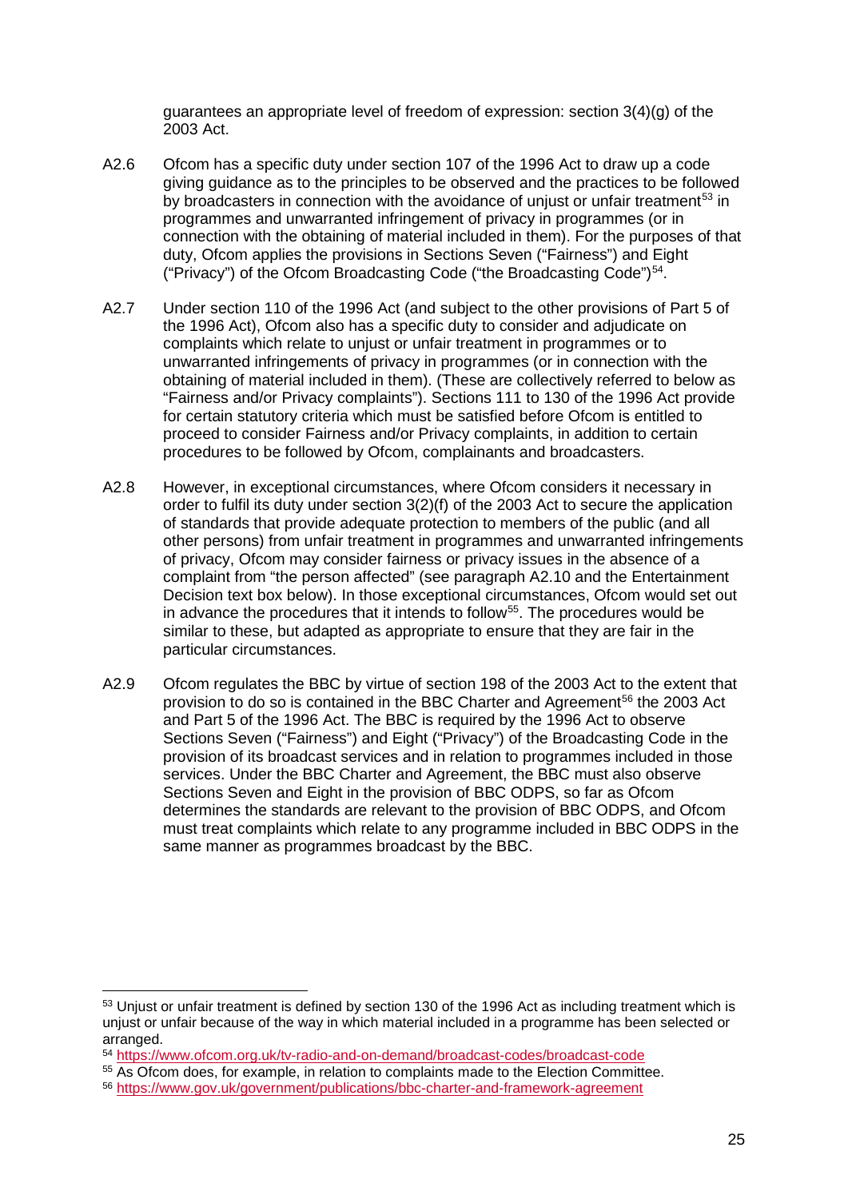guarantees an appropriate level of freedom of expression: section 3(4)(g) of the 2003 Act.

A2.6 Ofcom has a specific duty under section 107 of the 1996 Act to draw up a code giving guidance as to the principles to be observed and the practices to be followed by broadcasters in connection with the avoidance of unjust or unfair treatment[53] in programmes and unwarranted infringement of privacy in programmes (or in connection with the obtaining of material included in them). For the purposes of that duty, Ofcom applies the provisions in Sections Seven ("Fairness") and Eight ("Privacy") of the Ofcom Broadcasting Code ("the Broadcasting Code")[54].

A2.7 Under section 110 of the 1996 Act (and subject to the other provisions of Part 5 of the 1996 Act), Ofcom also has a specific duty to consider and adjudicate on complaints which relate to unjust or unfair treatment in programmes or to unwarranted infringements of privacy in programmes (or in connection with the obtaining of material included in them). (These are collectively referred to below as "Fairness and/or Privacy complaints"). Sections 111 to 130 of the 1996 Act provide for certain statutory criteria which must be satisfied before Ofcom is entitled to proceed to consider Fairness and/or Privacy complaints, in addition to certain procedures to be followed by Ofcom, complainants and broadcasters.

A2.8 However, in exceptional circumstances, where Ofcom considers it necessary in order to fulfil its duty under section 3(2)(f) of the 2003 Act to secure the application of standards that provide adequate protection to members of the public (and all other persons) from unfair treatment in programmes and unwarranted infringements of privacy, Ofcom may consider fairness or privacy issues in the absence of a complaint from "the person affected" (see paragraph A2.10 and the Entertainment Decision text box below). In those exceptional circumstances, Ofcom would set out in advance the procedures that it intends to follow[55]. The procedures would be similar to these, but adapted as appropriate to ensure that they are fair in the particular circumstances.

A2.9 Ofcom regulates the BBC by virtue of section 198 of the 2003 Act to the extent that provision to do so is contained in the BBC Charter and Agreement[56] the 2003 Act and Part 5 of the 1996 Act. The BBC is required by the 1996 Act to observe Sections Seven ("Fairness") and Eight ("Privacy") of the Broadcasting Code in the provision of its broadcast services and in relation to programmes included in those services. Under the BBC Charter and Agreement, the BBC must also observe Sections Seven and Eight in the provision of BBC ODPS, so far as Ofcom determines the standards are relevant to the provision of BBC ODPS, and Ofcom must treat complaints which relate to any programme included in BBC ODPS in the same manner as programmes broadcast by the BBC.

---

[53] Unjust or unfair treatment is defined by section 130 of the 1996 Act as including treatment which is unjust or unfair because of the way in which material included in a programme has been selected or arranged.

[54] https://www.ofcom.org.uk/tv-radio-and-on-demand/broadcast-codes/broadcast-code

[55] As Ofcom does, for example, in relation to complaints made to the Election Committee.

[56] https://www.gov.uk/government/publications/bbc-charter-and-framework-agreement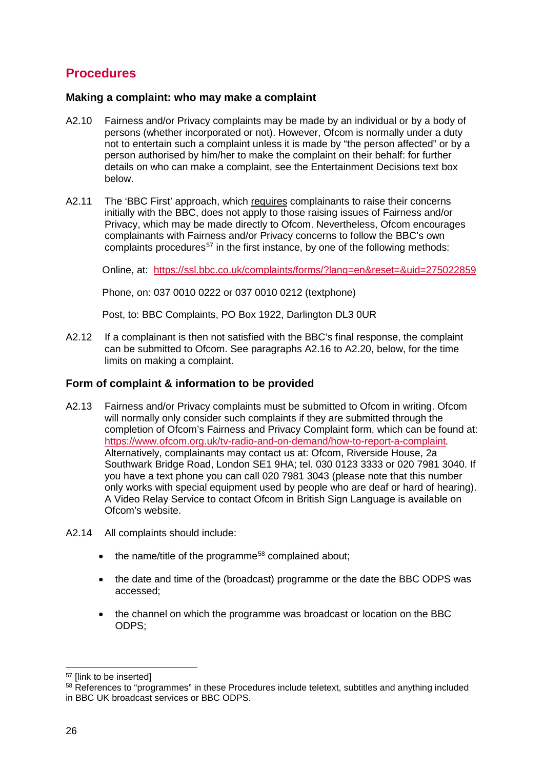## Procedures

### Making a complaint: who may make a complaint

A2.10 Fairness and/or Privacy complaints may be made by an individual or by a body of persons (whether incorporated or not). However, Ofcom is normally under a duty not to entertain such a complaint unless it is made by "the person affected" or by a person authorised by him/her to make the complaint on their behalf: for further details on who can make a complaint, see the Entertainment Decisions text box below.

A2.11 The 'BBC First' approach, which requires complainants to raise their concerns initially with the BBC, does not apply to those raising issues of Fairness and/or Privacy, which may be made directly to Ofcom. Nevertheless, Ofcom encourages complainants with Fairness and/or Privacy concerns to follow the BBC's own complaints procedures[57] in the first instance, by one of the following methods:

Online, at: https://ssl.bbc.co.uk/complaints/forms/?lang=en&reset=&uid=275022859

Phone, on: 037 0010 0222 or 037 0010 0212 (textphone)

Post, to: BBC Complaints, PO Box 1922, Darlington DL3 0UR

A2.12 If a complainant is then not satisfied with the BBC's final response, the complaint can be submitted to Ofcom. See paragraphs A2.16 to A2.20, below, for the time limits on making a complaint.

### Form of complaint & information to be provided

A2.13 Fairness and/or Privacy complaints must be submitted to Ofcom in writing. Ofcom will normally only consider such complaints if they are submitted through the completion of Ofcom's Fairness and Privacy Complaint form, which can be found at: https://www.ofcom.org.uk/tv-radio-and-on-demand/how-to-report-a-complaint. Alternatively, complainants may contact us at: Ofcom, Riverside House, 2a Southwark Bridge Road, London SE1 9HA; tel. 030 0123 3333 or 020 7981 3040. If you have a text phone you can call 020 7981 3043 (please note that this number only works with special equipment used by people who are deaf or hard of hearing). A Video Relay Service to contact Ofcom in British Sign Language is available on Ofcom's website.

A2.14 All complaints should include:

- the name/title of the programme[58] complained about;
- the date and time of the (broadcast) programme or the date the BBC ODPS was accessed;
- the channel on which the programme was broadcast or location on the BBC ODPS;

---

[57] [link to be inserted]

[58] References to "programmes" in these Procedures include teletext, subtitles and anything included in BBC UK broadcast services or BBC ODPS.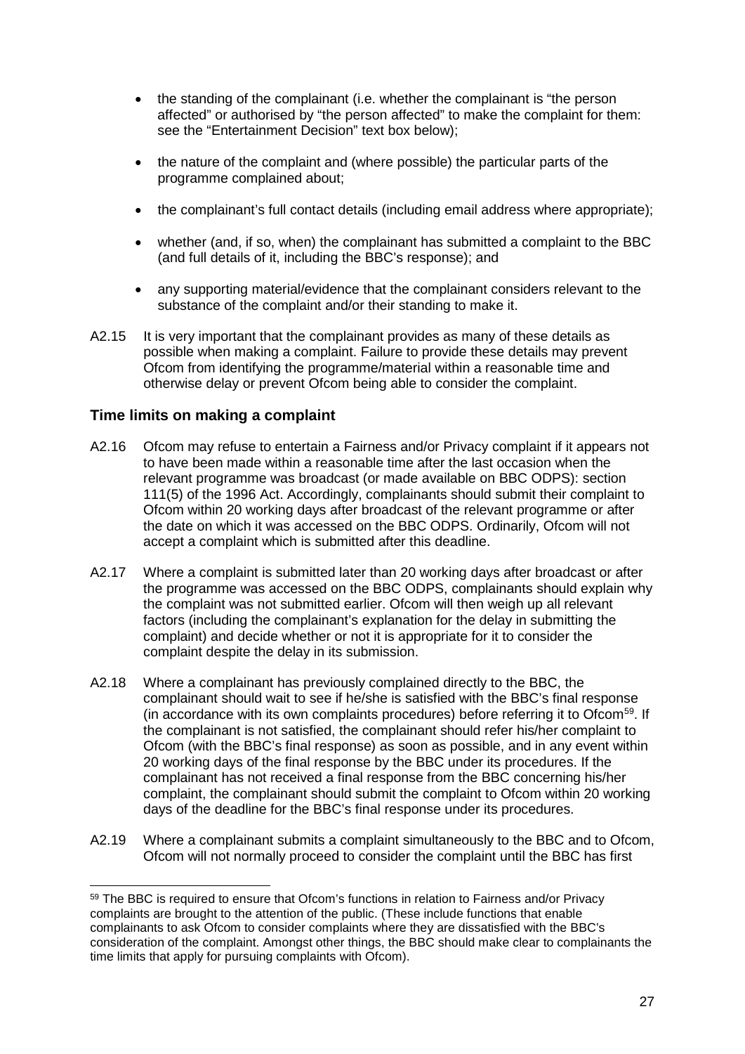- the standing of the complainant (i.e. whether the complainant is "the person affected" or authorised by "the person affected" to make the complaint for them: see the "Entertainment Decision" text box below);
- the nature of the complaint and (where possible) the particular parts of the programme complained about;
- the complainant's full contact details (including email address where appropriate);
- whether (and, if so, when) the complainant has submitted a complaint to the BBC (and full details of it, including the BBC's response); and
- any supporting material/evidence that the complainant considers relevant to the substance of the complaint and/or their standing to make it.

A2.15 It is very important that the complainant provides as many of these details as possible when making a complaint. Failure to provide these details may prevent Ofcom from identifying the programme/material within a reasonable time and otherwise delay or prevent Ofcom being able to consider the complaint.

### Time limits on making a complaint

A2.16 Ofcom may refuse to entertain a Fairness and/or Privacy complaint if it appears not to have been made within a reasonable time after the last occasion when the relevant programme was broadcast (or made available on BBC ODPS): section 111(5) of the 1996 Act. Accordingly, complainants should submit their complaint to Ofcom within 20 working days after broadcast of the relevant programme or after the date on which it was accessed on the BBC ODPS. Ordinarily, Ofcom will not accept a complaint which is submitted after this deadline.

A2.17 Where a complaint is submitted later than 20 working days after broadcast or after the programme was accessed on the BBC ODPS, complainants should explain why the complaint was not submitted earlier. Ofcom will then weigh up all relevant factors (including the complainant's explanation for the delay in submitting the complaint) and decide whether or not it is appropriate for it to consider the complaint despite the delay in its submission.

A2.18 Where a complainant has previously complained directly to the BBC, the complainant should wait to see if he/she is satisfied with the BBC's final response (in accordance with its own complaints procedures) before referring it to Ofcom[59]. If the complainant is not satisfied, the complainant should refer his/her complaint to Ofcom (with the BBC's final response) as soon as possible, and in any event within 20 working days of the final response by the BBC under its procedures. If the complainant has not received a final response from the BBC concerning his/her complaint, the complainant should submit the complaint to Ofcom within 20 working days of the deadline for the BBC's final response under its procedures.

A2.19 Where a complainant submits a complaint simultaneously to the BBC and to Ofcom, Ofcom will not normally proceed to consider the complaint until the BBC has first

---

[59] The BBC is required to ensure that Ofcom's functions in relation to Fairness and/or Privacy complaints are brought to the attention of the public. (These include functions that enable complainants to ask Ofcom to consider complaints where they are dissatisfied with the BBC's consideration of the complaint. Amongst other things, the BBC should make clear to complainants the time limits that apply for pursuing complaints with Ofcom).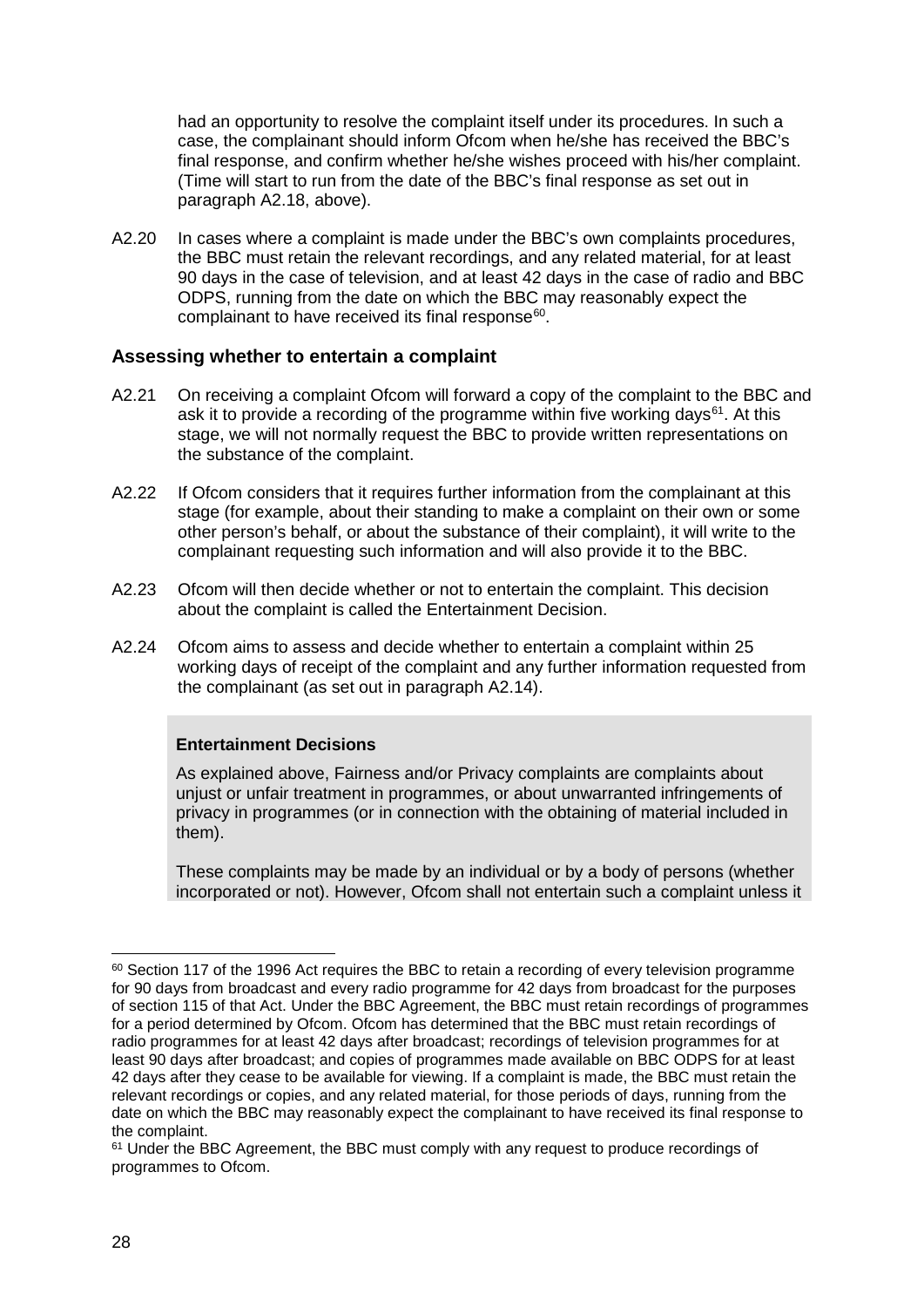had an opportunity to resolve the complaint itself under its procedures. In such a case, the complainant should inform Ofcom when he/she has received the BBC's final response, and confirm whether he/she wishes proceed with his/her complaint. (Time will start to run from the date of the BBC's final response as set out in paragraph A2.18, above).

A2.20 In cases where a complaint is made under the BBC's own complaints procedures, the BBC must retain the relevant recordings, and any related material, for at least 90 days in the case of television, and at least 42 days in the case of radio and BBC ODPS, running from the date on which the BBC may reasonably expect the complainant to have received its final response[60].

### Assessing whether to entertain a complaint

A2.21 On receiving a complaint Ofcom will forward a copy of the complaint to the BBC and ask it to provide a recording of the programme within five working days[61]. At this stage, we will not normally request the BBC to provide written representations on the substance of the complaint.

A2.22 If Ofcom considers that it requires further information from the complainant at this stage (for example, about their standing to make a complaint on their own or some other person's behalf, or about the substance of their complaint), it will write to the complainant requesting such information and will also provide it to the BBC.

A2.23 Ofcom will then decide whether or not to entertain the complaint. This decision about the complaint is called the Entertainment Decision.

A2.24 Ofcom aims to assess and decide whether to entertain a complaint within 25 working days of receipt of the complaint and any further information requested from the complainant (as set out in paragraph A2.14).

**Entertainment Decisions**

As explained above, Fairness and/or Privacy complaints are complaints about unjust or unfair treatment in programmes, or about unwarranted infringements of privacy in programmes (or in connection with the obtaining of material included in them).

These complaints may be made by an individual or by a body of persons (whether incorporated or not). However, Ofcom shall not entertain such a complaint unless it

---

[60] Section 117 of the 1996 Act requires the BBC to retain a recording of every television programme for 90 days from broadcast and every radio programme for 42 days from broadcast for the purposes of section 115 of that Act. Under the BBC Agreement, the BBC must retain recordings of programmes for a period determined by Ofcom. Ofcom has determined that the BBC must retain recordings of radio programmes for at least 42 days after broadcast; recordings of television programmes for at least 90 days after broadcast; and copies of programmes made available on BBC ODPS for at least 42 days after they cease to be available for viewing. If a complaint is made, the BBC must retain the relevant recordings or copies, and any related material, for those periods of days, running from the date on which the BBC may reasonably expect the complainant to have received its final response to the complaint.

[61] Under the BBC Agreement, the BBC must comply with any request to produce recordings of programmes to Ofcom.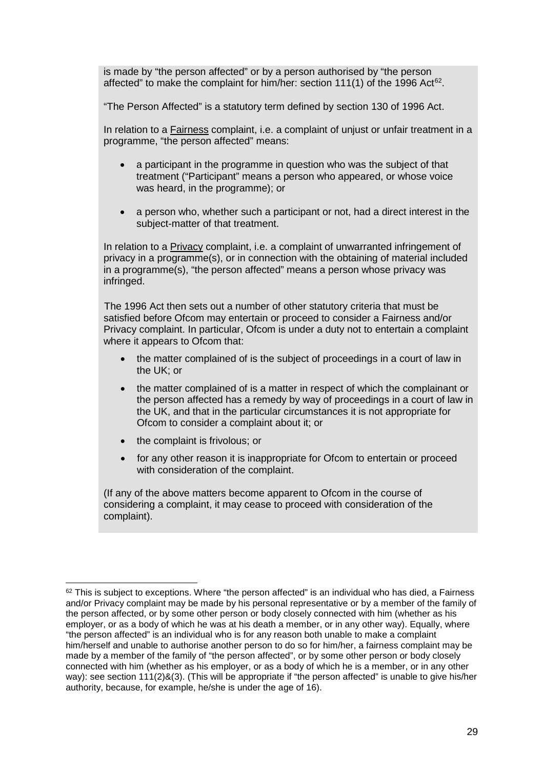is made by "the person affected" or by a person authorised by "the person affected" to make the complaint for him/her: section 111(1) of the 1996 Act[62].

"The Person Affected" is a statutory term defined by section 130 of 1996 Act.

In relation to a Fairness complaint, i.e. a complaint of unjust or unfair treatment in a programme, "the person affected" means:

- a participant in the programme in question who was the subject of that treatment ("Participant" means a person who appeared, or whose voice was heard, in the programme); or
- a person who, whether such a participant or not, had a direct interest in the subject-matter of that treatment.

In relation to a Privacy complaint, i.e. a complaint of unwarranted infringement of privacy in a programme(s), or in connection with the obtaining of material included in a programme(s), "the person affected" means a person whose privacy was infringed.

The 1996 Act then sets out a number of other statutory criteria that must be satisfied before Ofcom may entertain or proceed to consider a Fairness and/or Privacy complaint. In particular, Ofcom is under a duty not to entertain a complaint where it appears to Ofcom that:

- the matter complained of is the subject of proceedings in a court of law in the UK; or
- the matter complained of is a matter in respect of which the complainant or the person affected has a remedy by way of proceedings in a court of law in the UK, and that in the particular circumstances it is not appropriate for Ofcom to consider a complaint about it; or
- the complaint is frivolous; or
- for any other reason it is inappropriate for Ofcom to entertain or proceed with consideration of the complaint.

(If any of the above matters become apparent to Ofcom in the course of considering a complaint, it may cease to proceed with consideration of the complaint).

---

[62] This is subject to exceptions. Where "the person affected" is an individual who has died, a Fairness and/or Privacy complaint may be made by his personal representative or by a member of the family of the person affected, or by some other person or body closely connected with him (whether as his employer, or as a body of which he was at his death a member, or in any other way). Equally, where "the person affected" is an individual who is for any reason both unable to make a complaint him/herself and unable to authorise another person to do so for him/her, a fairness complaint may be made by a member of the family of "the person affected", or by some other person or body closely connected with him (whether as his employer, or as a body of which he is a member, or in any other way): see section 111(2)&(3). (This will be appropriate if "the person affected" is unable to give his/her authority, because, for example, he/she is under the age of 16).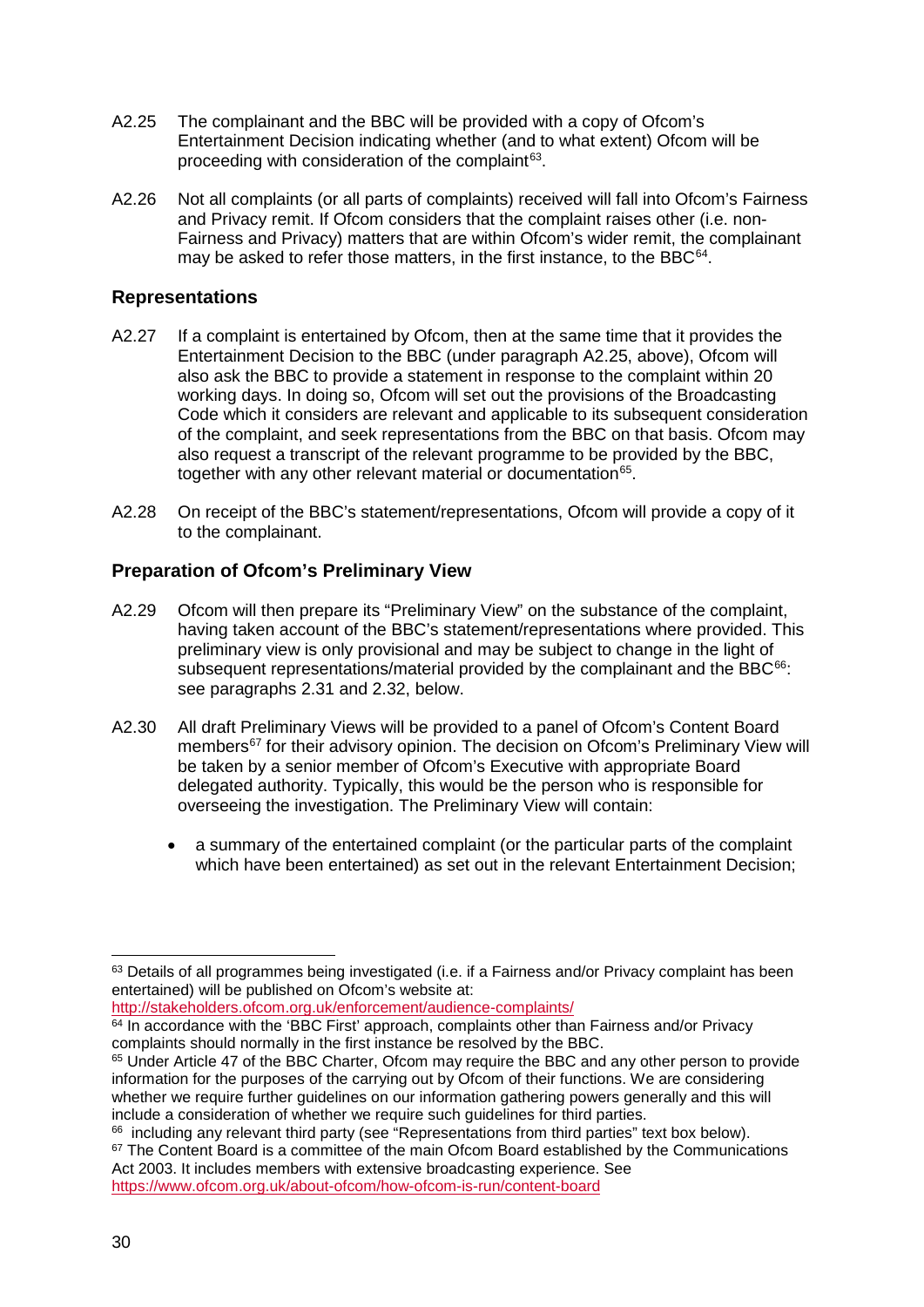A2.25 The complainant and the BBC will be provided with a copy of Ofcom's Entertainment Decision indicating whether (and to what extent) Ofcom will be proceeding with consideration of the complaint[63].

A2.26 Not all complaints (or all parts of complaints) received will fall into Ofcom's Fairness and Privacy remit. If Ofcom considers that the complaint raises other (i.e. non-Fairness and Privacy) matters that are within Ofcom's wider remit, the complainant may be asked to refer those matters, in the first instance, to the BBC[64].

### Representations

A2.27 If a complaint is entertained by Ofcom, then at the same time that it provides the Entertainment Decision to the BBC (under paragraph A2.25, above), Ofcom will also ask the BBC to provide a statement in response to the complaint within 20 working days. In doing so, Ofcom will set out the provisions of the Broadcasting Code which it considers are relevant and applicable to its subsequent consideration of the complaint, and seek representations from the BBC on that basis. Ofcom may also request a transcript of the relevant programme to be provided by the BBC, together with any other relevant material or documentation[65].

A2.28 On receipt of the BBC's statement/representations, Ofcom will provide a copy of it to the complainant.

### Preparation of Ofcom's Preliminary View

A2.29 Ofcom will then prepare its "Preliminary View" on the substance of the complaint, having taken account of the BBC's statement/representations where provided. This preliminary view is only provisional and may be subject to change in the light of subsequent representations/material provided by the complainant and the BBC[66]: see paragraphs 2.31 and 2.32, below.

A2.30 All draft Preliminary Views will be provided to a panel of Ofcom's Content Board members[67] for their advisory opinion. The decision on Ofcom's Preliminary View will be taken by a senior member of Ofcom's Executive with appropriate Board delegated authority. Typically, this would be the person who is responsible for overseeing the investigation. The Preliminary View will contain:

- a summary of the entertained complaint (or the particular parts of the complaint which have been entertained) as set out in the relevant Entertainment Decision;

---

[63] Details of all programmes being investigated (i.e. if a Fairness and/or Privacy complaint has been entertained) will be published on Ofcom's website at: http://stakeholders.ofcom.org.uk/enforcement/audience-complaints/

[64] In accordance with the 'BBC First' approach, complaints other than Fairness and/or Privacy complaints should normally in the first instance be resolved by the BBC.

[65] Under Article 47 of the BBC Charter, Ofcom may require the BBC and any other person to provide information for the purposes of the carrying out by Ofcom of their functions. We are considering whether we require further guidelines on our information gathering powers generally and this will include a consideration of whether we require such guidelines for third parties.

[66] including any relevant third party (see "Representations from third parties" text box below).

[67] The Content Board is a committee of the main Ofcom Board established by the Communications Act 2003. It includes members with extensive broadcasting experience. See https://www.ofcom.org.uk/about-ofcom/how-ofcom-is-run/content-board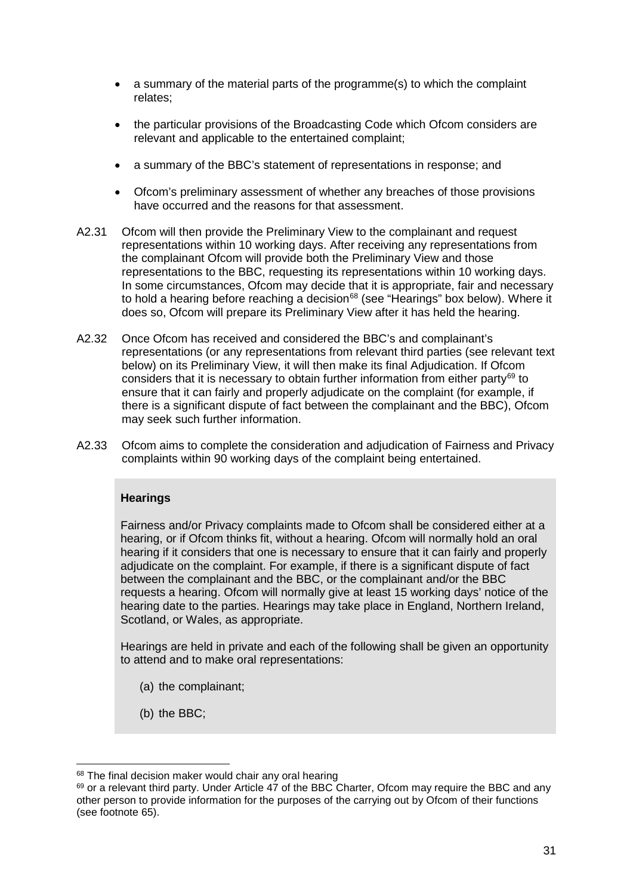- a summary of the material parts of the programme(s) to which the complaint relates;
- the particular provisions of the Broadcasting Code which Ofcom considers are relevant and applicable to the entertained complaint;
- a summary of the BBC's statement of representations in response; and
- Ofcom's preliminary assessment of whether any breaches of those provisions have occurred and the reasons for that assessment.

A2.31 Ofcom will then provide the Preliminary View to the complainant and request representations within 10 working days. After receiving any representations from the complainant Ofcom will provide both the Preliminary View and those representations to the BBC, requesting its representations within 10 working days. In some circumstances, Ofcom may decide that it is appropriate, fair and necessary to hold a hearing before reaching a decision[68] (see "Hearings" box below). Where it does so, Ofcom will prepare its Preliminary View after it has held the hearing.

A2.32 Once Ofcom has received and considered the BBC's and complainant's representations (or any representations from relevant third parties (see relevant text below) on its Preliminary View, it will then make its final Adjudication. If Ofcom considers that it is necessary to obtain further information from either party[69] to ensure that it can fairly and properly adjudicate on the complaint (for example, if there is a significant dispute of fact between the complainant and the BBC), Ofcom may seek such further information.

A2.33 Ofcom aims to complete the consideration and adjudication of Fairness and Privacy complaints within 90 working days of the complaint being entertained.

> **Hearings**
>
> Fairness and/or Privacy complaints made to Ofcom shall be considered either at a hearing, or if Ofcom thinks fit, without a hearing. Ofcom will normally hold an oral hearing if it considers that one is necessary to ensure that it can fairly and properly adjudicate on the complaint. For example, if there is a significant dispute of fact between the complainant and the BBC, or the complainant and/or the BBC requests a hearing. Ofcom will normally give at least 15 working days' notice of the hearing date to the parties. Hearings may take place in England, Northern Ireland, Scotland, or Wales, as appropriate.
>
> Hearings are held in private and each of the following shall be given an opportunity to attend and to make oral representations:
>
> (a) the complainant;
>
> (b) the BBC;

[68] The final decision maker would chair any oral hearing

[69] or a relevant third party. Under Article 47 of the BBC Charter, Ofcom may require the BBC and any other person to provide information for the purposes of the carrying out by Ofcom of their functions (see footnote 65).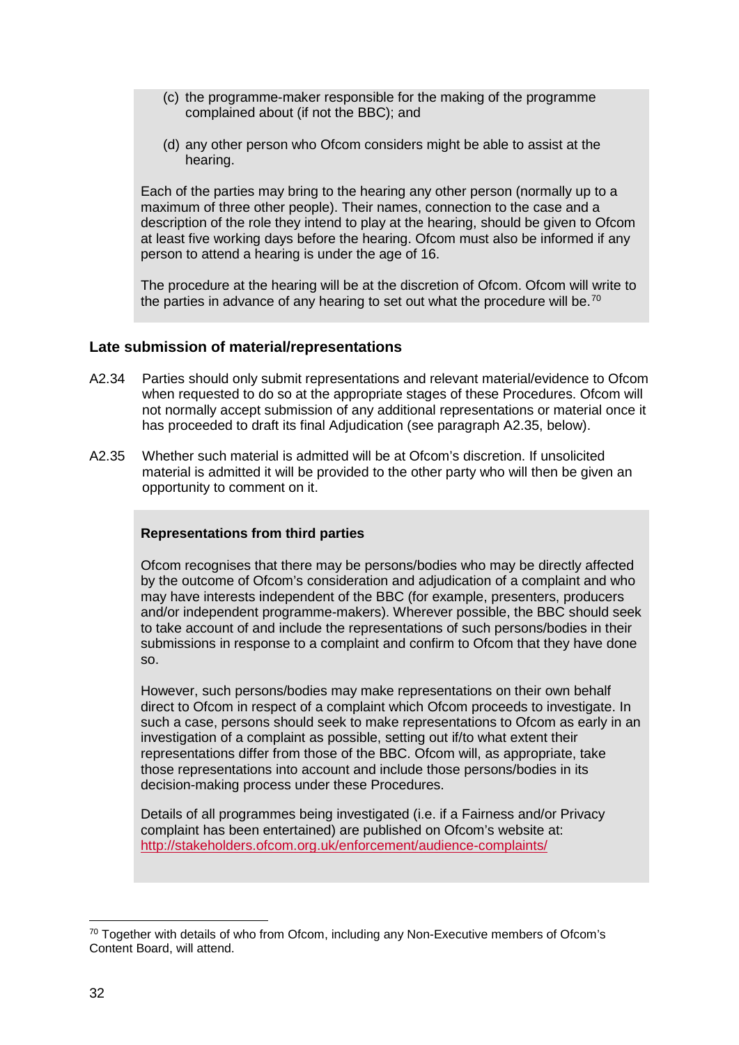(c) the programme-maker responsible for the making of the programme complained about (if not the BBC); and

(d) any other person who Ofcom considers might be able to assist at the hearing.

Each of the parties may bring to the hearing any other person (normally up to a maximum of three other people). Their names, connection to the case and a description of the role they intend to play at the hearing, should be given to Ofcom at least five working days before the hearing. Ofcom must also be informed if any person to attend a hearing is under the age of 16.

The procedure at the hearing will be at the discretion of Ofcom. Ofcom will write to the parties in advance of any hearing to set out what the procedure will be.[70]

### Late submission of material/representations

A2.34 Parties should only submit representations and relevant material/evidence to Ofcom when requested to do so at the appropriate stages of these Procedures. Ofcom will not normally accept submission of any additional representations or material once it has proceeded to draft its final Adjudication (see paragraph A2.35, below).

A2.35 Whether such material is admitted will be at Ofcom's discretion. If unsolicited material is admitted it will be provided to the other party who will then be given an opportunity to comment on it.

**Representations from third parties**

Ofcom recognises that there may be persons/bodies who may be directly affected by the outcome of Ofcom's consideration and adjudication of a complaint and who may have interests independent of the BBC (for example, presenters, producers and/or independent programme-makers). Wherever possible, the BBC should seek to take account of and include the representations of such persons/bodies in their submissions in response to a complaint and confirm to Ofcom that they have done so.

However, such persons/bodies may make representations on their own behalf direct to Ofcom in respect of a complaint which Ofcom proceeds to investigate. In such a case, persons should seek to make representations to Ofcom as early in an investigation of a complaint as possible, setting out if/to what extent their representations differ from those of the BBC. Ofcom will, as appropriate, take those representations into account and include those persons/bodies in its decision-making process under these Procedures.

Details of all programmes being investigated (i.e. if a Fairness and/or Privacy complaint has been entertained) are published on Ofcom's website at: http://stakeholders.ofcom.org.uk/enforcement/audience-complaints/

[70] Together with details of who from Ofcom, including any Non-Executive members of Ofcom's Content Board, will attend.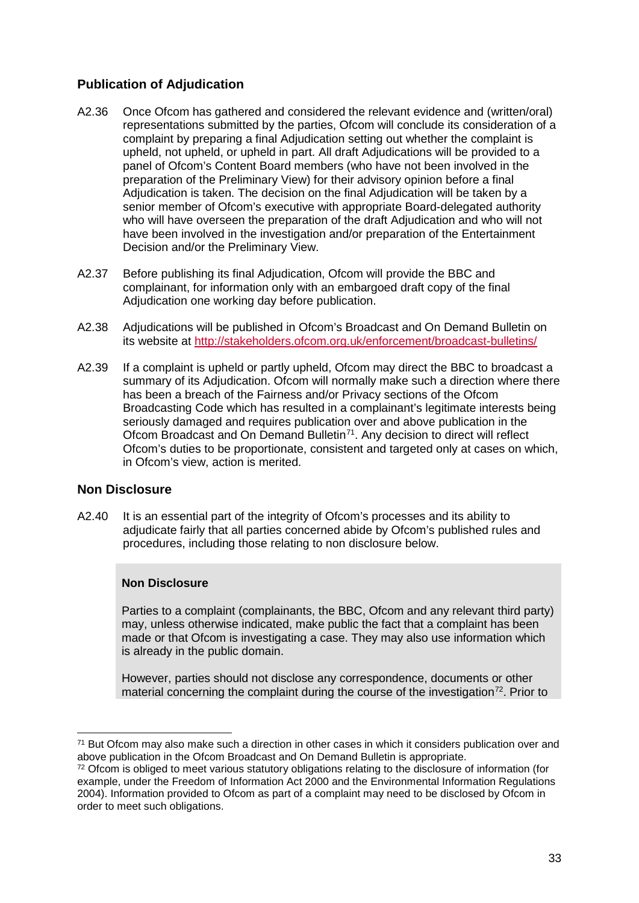## Publication of Adjudication

A2.36 Once Ofcom has gathered and considered the relevant evidence and (written/oral) representations submitted by the parties, Ofcom will conclude its consideration of a complaint by preparing a final Adjudication setting out whether the complaint is upheld, not upheld, or upheld in part. All draft Adjudications will be provided to a panel of Ofcom's Content Board members (who have not been involved in the preparation of the Preliminary View) for their advisory opinion before a final Adjudication is taken. The decision on the final Adjudication will be taken by a senior member of Ofcom's executive with appropriate Board-delegated authority who will have overseen the preparation of the draft Adjudication and who will not have been involved in the investigation and/or preparation of the Entertainment Decision and/or the Preliminary View.

A2.37 Before publishing its final Adjudication, Ofcom will provide the BBC and complainant, for information only with an embargoed draft copy of the final Adjudication one working day before publication.

A2.38 Adjudications will be published in Ofcom's Broadcast and On Demand Bulletin on its website at http://stakeholders.ofcom.org.uk/enforcement/broadcast-bulletins/

A2.39 If a complaint is upheld or partly upheld, Ofcom may direct the BBC to broadcast a summary of its Adjudication. Ofcom will normally make such a direction where there has been a breach of the Fairness and/or Privacy sections of the Ofcom Broadcasting Code which has resulted in a complainant's legitimate interests being seriously damaged and requires publication over and above publication in the Ofcom Broadcast and On Demand Bulletin[71]. Any decision to direct will reflect Ofcom's duties to be proportionate, consistent and targeted only at cases on which, in Ofcom's view, action is merited.

## Non Disclosure

A2.40 It is an essential part of the integrity of Ofcom's processes and its ability to adjudicate fairly that all parties concerned abide by Ofcom's published rules and procedures, including those relating to non disclosure below.

> **Non Disclosure**
>
> Parties to a complaint (complainants, the BBC, Ofcom and any relevant third party) may, unless otherwise indicated, make public the fact that a complaint has been made or that Ofcom is investigating a case. They may also use information which is already in the public domain.
>
> However, parties should not disclose any correspondence, documents or other material concerning the complaint during the course of the investigation[72]. Prior to

[71] But Ofcom may also make such a direction in other cases in which it considers publication over and above publication in the Ofcom Broadcast and On Demand Bulletin is appropriate.

[72] Ofcom is obliged to meet various statutory obligations relating to the disclosure of information (for example, under the Freedom of Information Act 2000 and the Environmental Information Regulations 2004). Information provided to Ofcom as part of a complaint may need to be disclosed by Ofcom in order to meet such obligations.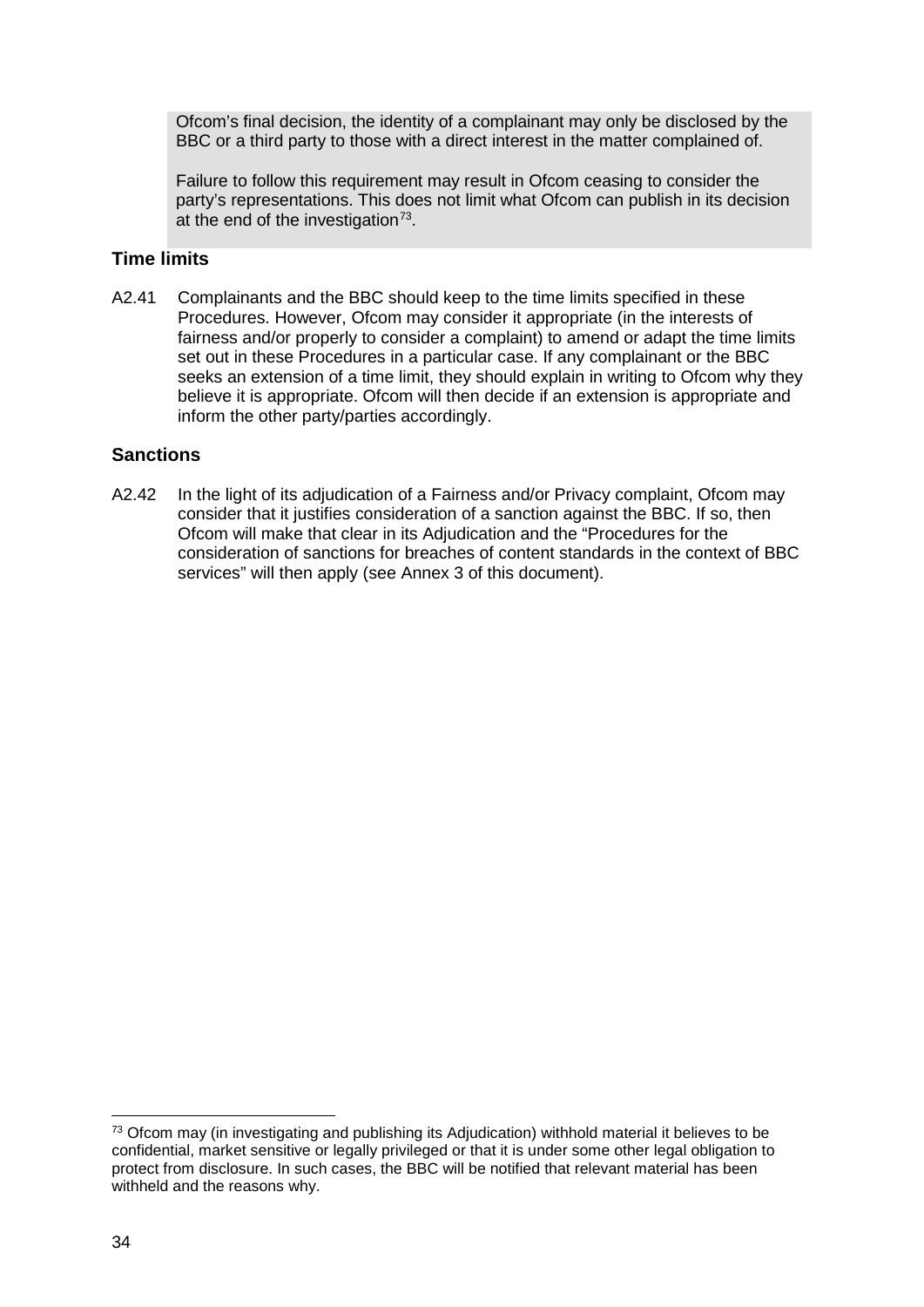Ofcom's final decision, the identity of a complainant may only be disclosed by the BBC or a third party to those with a direct interest in the matter complained of.

Failure to follow this requirement may result in Ofcom ceasing to consider the party's representations. This does not limit what Ofcom can publish in its decision at the end of the investigation[73].

### Time limits

A2.41 Complainants and the BBC should keep to the time limits specified in these Procedures. However, Ofcom may consider it appropriate (in the interests of fairness and/or properly to consider a complaint) to amend or adapt the time limits set out in these Procedures in a particular case. If any complainant or the BBC seeks an extension of a time limit, they should explain in writing to Ofcom why they believe it is appropriate. Ofcom will then decide if an extension is appropriate and inform the other party/parties accordingly.

### Sanctions

A2.42 In the light of its adjudication of a Fairness and/or Privacy complaint, Ofcom may consider that it justifies consideration of a sanction against the BBC. If so, then Ofcom will make that clear in its Adjudication and the "Procedures for the consideration of sanctions for breaches of content standards in the context of BBC services" will then apply (see Annex 3 of this document).

[73] Ofcom may (in investigating and publishing its Adjudication) withhold material it believes to be confidential, market sensitive or legally privileged or that it is under some other legal obligation to protect from disclosure. In such cases, the BBC will be notified that relevant material has been withheld and the reasons why.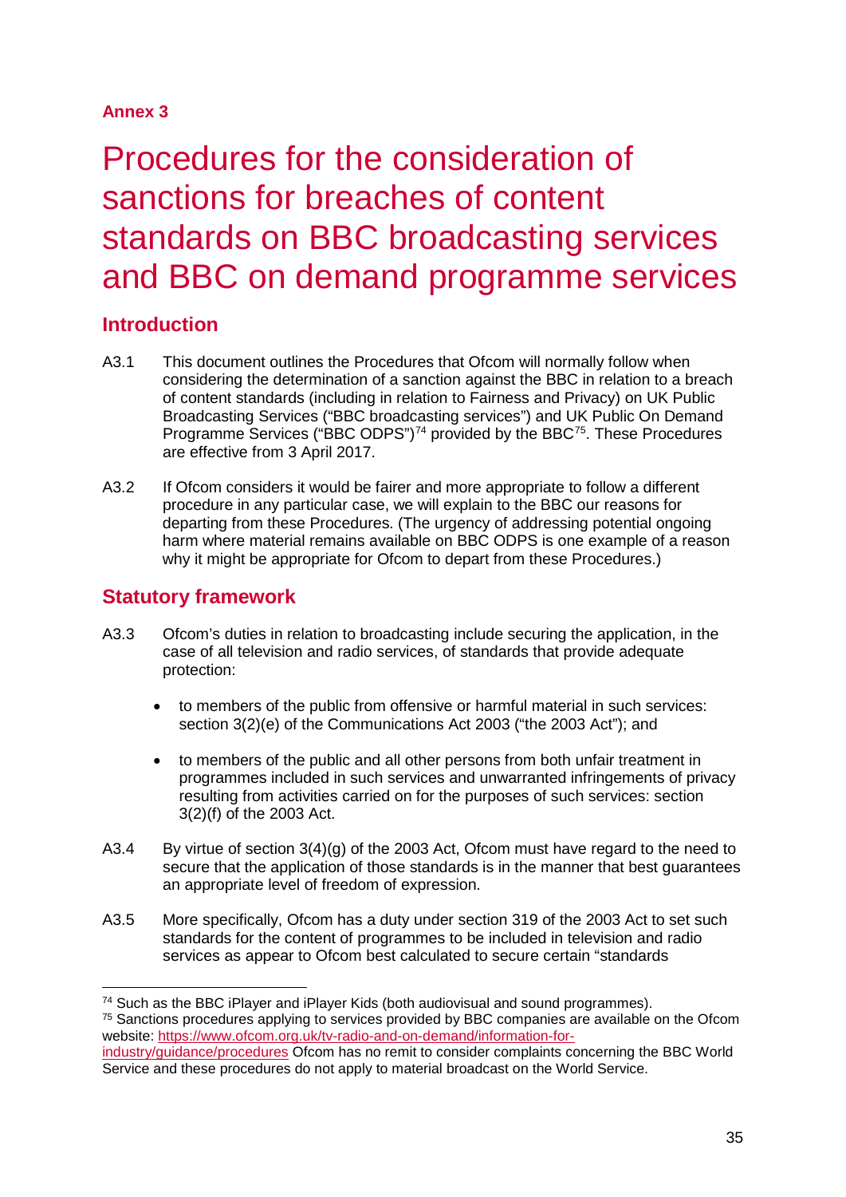**Annex 3**

# Procedures for the consideration of sanctions for breaches of content standards on BBC broadcasting services and BBC on demand programme services

## Introduction

A3.1 This document outlines the Procedures that Ofcom will normally follow when considering the determination of a sanction against the BBC in relation to a breach of content standards (including in relation to Fairness and Privacy) on UK Public Broadcasting Services ("BBC broadcasting services") and UK Public On Demand Programme Services ("BBC ODPS")[74] provided by the BBC[75]. These Procedures are effective from 3 April 2017.

A3.2 If Ofcom considers it would be fairer and more appropriate to follow a different procedure in any particular case, we will explain to the BBC our reasons for departing from these Procedures. (The urgency of addressing potential ongoing harm where material remains available on BBC ODPS is one example of a reason why it might be appropriate for Ofcom to depart from these Procedures.)

## Statutory framework

A3.3 Ofcom's duties in relation to broadcasting include securing the application, in the case of all television and radio services, of standards that provide adequate protection:

- to members of the public from offensive or harmful material in such services: section 3(2)(e) of the Communications Act 2003 ("the 2003 Act"); and
- to members of the public and all other persons from both unfair treatment in programmes included in such services and unwarranted infringements of privacy resulting from activities carried on for the purposes of such services: section 3(2)(f) of the 2003 Act.

A3.4 By virtue of section 3(4)(g) of the 2003 Act, Ofcom must have regard to the need to secure that the application of those standards is in the manner that best guarantees an appropriate level of freedom of expression.

A3.5 More specifically, Ofcom has a duty under section 319 of the 2003 Act to set such standards for the content of programmes to be included in television and radio services as appear to Ofcom best calculated to secure certain "standards

[74] Such as the BBC iPlayer and iPlayer Kids (both audiovisual and sound programmes).
[75] Sanctions procedures applying to services provided by BBC companies are available on the Ofcom website: https://www.ofcom.org.uk/tv-radio-and-on-demand/information-for-industry/guidance/procedures Ofcom has no remit to consider complaints concerning the BBC World Service and these procedures do not apply to material broadcast on the World Service.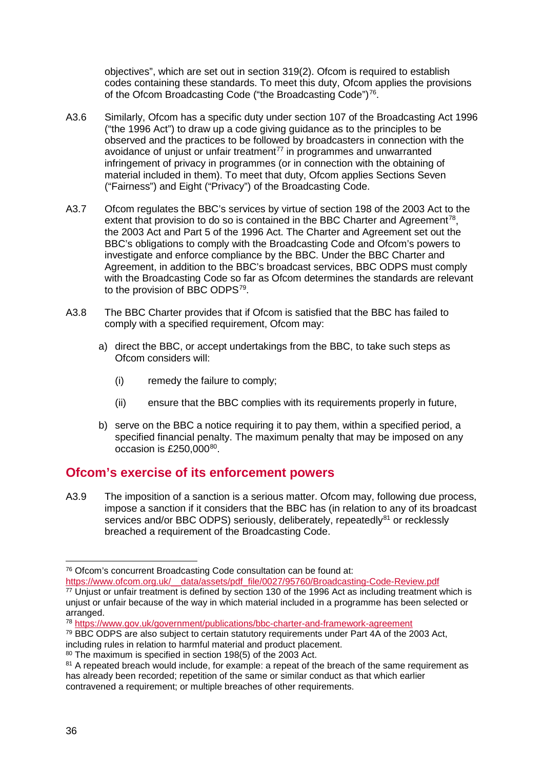objectives", which are set out in section 319(2). Ofcom is required to establish codes containing these standards. To meet this duty, Ofcom applies the provisions of the Ofcom Broadcasting Code ("the Broadcasting Code")[76].

A3.6 Similarly, Ofcom has a specific duty under section 107 of the Broadcasting Act 1996 ("the 1996 Act") to draw up a code giving guidance as to the principles to be observed and the practices to be followed by broadcasters in connection with the avoidance of unjust or unfair treatment[77] in programmes and unwarranted infringement of privacy in programmes (or in connection with the obtaining of material included in them). To meet that duty, Ofcom applies Sections Seven ("Fairness") and Eight ("Privacy") of the Broadcasting Code.

A3.7 Ofcom regulates the BBC's services by virtue of section 198 of the 2003 Act to the extent that provision to do so is contained in the BBC Charter and Agreement[78], the 2003 Act and Part 5 of the 1996 Act. The Charter and Agreement set out the BBC's obligations to comply with the Broadcasting Code and Ofcom's powers to investigate and enforce compliance by the BBC. Under the BBC Charter and Agreement, in addition to the BBC's broadcast services, BBC ODPS must comply with the Broadcasting Code so far as Ofcom determines the standards are relevant to the provision of BBC ODPS[79].

A3.8 The BBC Charter provides that if Ofcom is satisfied that the BBC has failed to comply with a specified requirement, Ofcom may:

a) direct the BBC, or accept undertakings from the BBC, to take such steps as Ofcom considers will:

   (i) remedy the failure to comply;

   (ii) ensure that the BBC complies with its requirements properly in future,

b) serve on the BBC a notice requiring it to pay them, within a specified period, a specified financial penalty. The maximum penalty that may be imposed on any occasion is £250,000[80].

## Ofcom's exercise of its enforcement powers

A3.9 The imposition of a sanction is a serious matter. Ofcom may, following due process, impose a sanction if it considers that the BBC has (in relation to any of its broadcast services and/or BBC ODPS) seriously, deliberately, repeatedly[81] or recklessly breached a requirement of the Broadcasting Code.

---

[76] Ofcom's concurrent Broadcasting Code consultation can be found at: https://www.ofcom.org.uk/__data/assets/pdf_file/0027/95760/Broadcasting-Code-Review.pdf

[77] Unjust or unfair treatment is defined by section 130 of the 1996 Act as including treatment which is unjust or unfair because of the way in which material included in a programme has been selected or arranged.

[78] https://www.gov.uk/government/publications/bbc-charter-and-framework-agreement

[79] BBC ODPS are also subject to certain statutory requirements under Part 4A of the 2003 Act, including rules in relation to harmful material and product placement.

[80] The maximum is specified in section 198(5) of the 2003 Act.

[81] A repeated breach would include, for example: a repeat of the breach of the same requirement as has already been recorded; repetition of the same or similar conduct as that which earlier contravened a requirement; or multiple breaches of other requirements.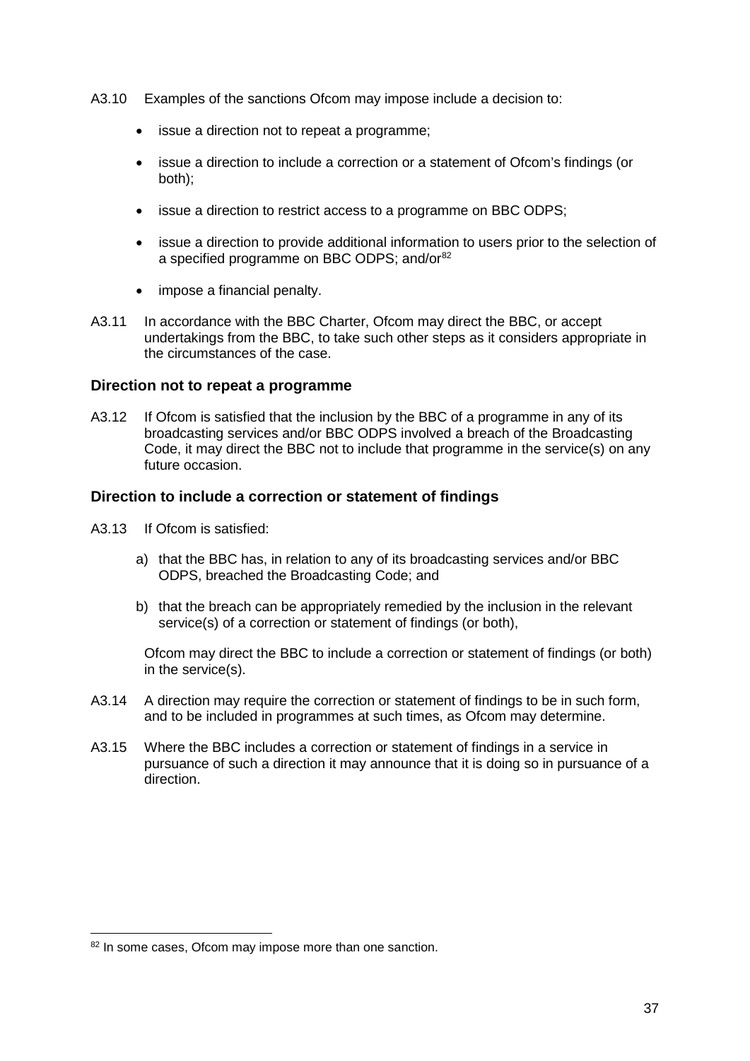A3.10 Examples of the sanctions Ofcom may impose include a decision to:

- issue a direction not to repeat a programme;
- issue a direction to include a correction or a statement of Ofcom's findings (or both);
- issue a direction to restrict access to a programme on BBC ODPS;
- issue a direction to provide additional information to users prior to the selection of a specified programme on BBC ODPS; and/or[82]
- impose a financial penalty.

A3.11 In accordance with the BBC Charter, Ofcom may direct the BBC, or accept undertakings from the BBC, to take such other steps as it considers appropriate in the circumstances of the case.

### Direction not to repeat a programme

A3.12 If Ofcom is satisfied that the inclusion by the BBC of a programme in any of its broadcasting services and/or BBC ODPS involved a breach of the Broadcasting Code, it may direct the BBC not to include that programme in the service(s) on any future occasion.

### Direction to include a correction or statement of findings

A3.13 If Ofcom is satisfied:

a) that the BBC has, in relation to any of its broadcasting services and/or BBC ODPS, breached the Broadcasting Code; and

b) that the breach can be appropriately remedied by the inclusion in the relevant service(s) of a correction or statement of findings (or both),

Ofcom may direct the BBC to include a correction or statement of findings (or both) in the service(s).

A3.14 A direction may require the correction or statement of findings to be in such form, and to be included in programmes at such times, as Ofcom may determine.

A3.15 Where the BBC includes a correction or statement of findings in a service in pursuance of such a direction it may announce that it is doing so in pursuance of a direction.

---

[82] In some cases, Ofcom may impose more than one sanction.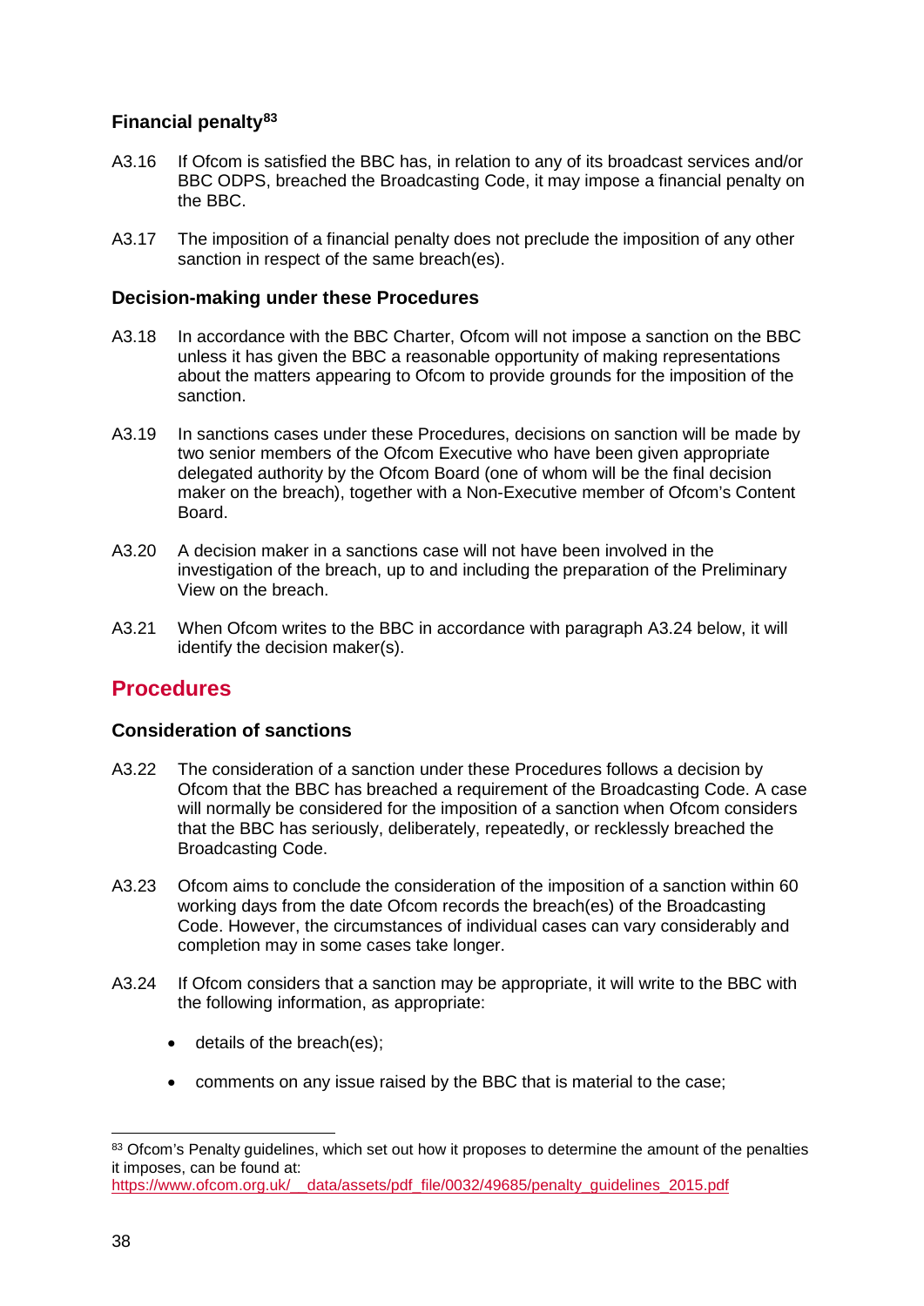### Financial penalty[83]

A3.16 If Ofcom is satisfied the BBC has, in relation to any of its broadcast services and/or BBC ODPS, breached the Broadcasting Code, it may impose a financial penalty on the BBC.

A3.17 The imposition of a financial penalty does not preclude the imposition of any other sanction in respect of the same breach(es).

### Decision-making under these Procedures

A3.18 In accordance with the BBC Charter, Ofcom will not impose a sanction on the BBC unless it has given the BBC a reasonable opportunity of making representations about the matters appearing to Ofcom to provide grounds for the imposition of the sanction.

A3.19 In sanctions cases under these Procedures, decisions on sanction will be made by two senior members of the Ofcom Executive who have been given appropriate delegated authority by the Ofcom Board (one of whom will be the final decision maker on the breach), together with a Non-Executive member of Ofcom's Content Board.

A3.20 A decision maker in a sanctions case will not have been involved in the investigation of the breach, up to and including the preparation of the Preliminary View on the breach.

A3.21 When Ofcom writes to the BBC in accordance with paragraph A3.24 below, it will identify the decision maker(s).

## Procedures

### Consideration of sanctions

A3.22 The consideration of a sanction under these Procedures follows a decision by Ofcom that the BBC has breached a requirement of the Broadcasting Code. A case will normally be considered for the imposition of a sanction when Ofcom considers that the BBC has seriously, deliberately, repeatedly, or recklessly breached the Broadcasting Code.

A3.23 Ofcom aims to conclude the consideration of the imposition of a sanction within 60 working days from the date Ofcom records the breach(es) of the Broadcasting Code. However, the circumstances of individual cases can vary considerably and completion may in some cases take longer.

A3.24 If Ofcom considers that a sanction may be appropriate, it will write to the BBC with the following information, as appropriate:

- details of the breach(es);
- comments on any issue raised by the BBC that is material to the case;

---

[83] Ofcom's Penalty guidelines, which set out how it proposes to determine the amount of the penalties it imposes, can be found at: https://www.ofcom.org.uk/__data/assets/pdf_file/0032/49685/penalty_guidelines_2015.pdf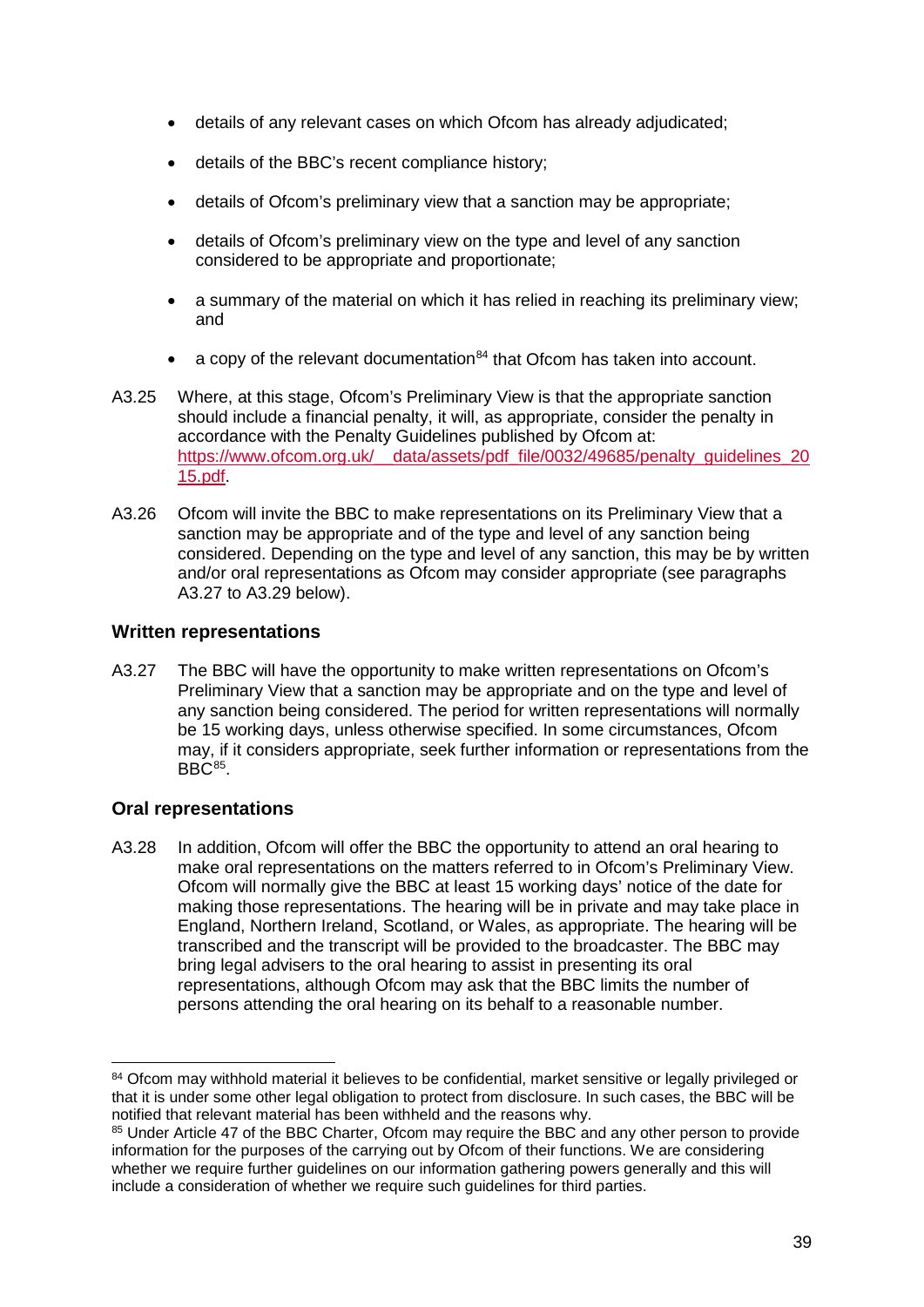- details of any relevant cases on which Ofcom has already adjudicated;
- details of the BBC's recent compliance history;
- details of Ofcom's preliminary view that a sanction may be appropriate;
- details of Ofcom's preliminary view on the type and level of any sanction considered to be appropriate and proportionate;
- a summary of the material on which it has relied in reaching its preliminary view; and
- a copy of the relevant documentation[84] that Ofcom has taken into account.

A3.25 Where, at this stage, Ofcom's Preliminary View is that the appropriate sanction should include a financial penalty, it will, as appropriate, consider the penalty in accordance with the Penalty Guidelines published by Ofcom at: https://www.ofcom.org.uk/__data/assets/pdf_file/0032/49685/penalty_guidelines_2015.pdf.

A3.26 Ofcom will invite the BBC to make representations on its Preliminary View that a sanction may be appropriate and of the type and level of any sanction being considered. Depending on the type and level of any sanction, this may be by written and/or oral representations as Ofcom may consider appropriate (see paragraphs A3.27 to A3.29 below).

### Written representations

A3.27 The BBC will have the opportunity to make written representations on Ofcom's Preliminary View that a sanction may be appropriate and on the type and level of any sanction being considered. The period for written representations will normally be 15 working days, unless otherwise specified. In some circumstances, Ofcom may, if it considers appropriate, seek further information or representations from the BBC[85].

### Oral representations

A3.28 In addition, Ofcom will offer the BBC the opportunity to attend an oral hearing to make oral representations on the matters referred to in Ofcom's Preliminary View. Ofcom will normally give the BBC at least 15 working days' notice of the date for making those representations. The hearing will be in private and may take place in England, Northern Ireland, Scotland, or Wales, as appropriate. The hearing will be transcribed and the transcript will be provided to the broadcaster. The BBC may bring legal advisers to the oral hearing to assist in presenting its oral representations, although Ofcom may ask that the BBC limits the number of persons attending the oral hearing on its behalf to a reasonable number.

---

[84] Ofcom may withhold material it believes to be confidential, market sensitive or legally privileged or that it is under some other legal obligation to protect from disclosure. In such cases, the BBC will be notified that relevant material has been withheld and the reasons why.

[85] Under Article 47 of the BBC Charter, Ofcom may require the BBC and any other person to provide information for the purposes of the carrying out by Ofcom of their functions. We are considering whether we require further guidelines on our information gathering powers generally and this will include a consideration of whether we require such guidelines for third parties.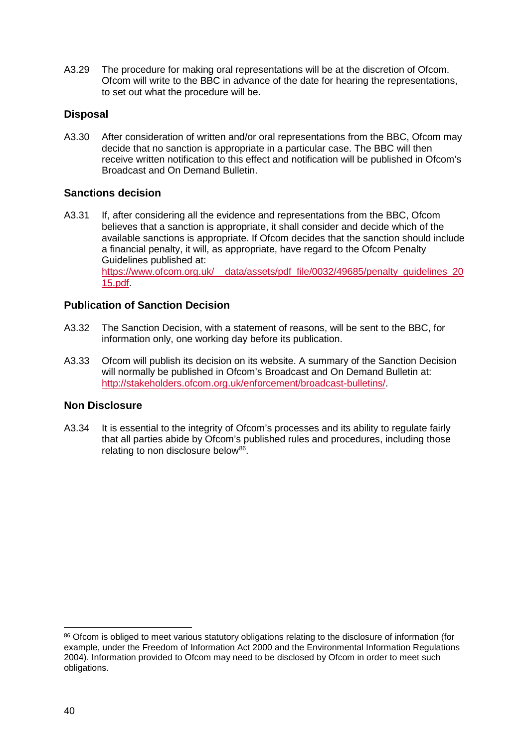A3.29 The procedure for making oral representations will be at the discretion of Ofcom. Ofcom will write to the BBC in advance of the date for hearing the representations, to set out what the procedure will be.

## Disposal

A3.30 After consideration of written and/or oral representations from the BBC, Ofcom may decide that no sanction is appropriate in a particular case. The BBC will then receive written notification to this effect and notification will be published in Ofcom's Broadcast and On Demand Bulletin.

## Sanctions decision

A3.31 If, after considering all the evidence and representations from the BBC, Ofcom believes that a sanction is appropriate, it shall consider and decide which of the available sanctions is appropriate. If Ofcom decides that the sanction should include a financial penalty, it will, as appropriate, have regard to the Ofcom Penalty Guidelines published at: https://www.ofcom.org.uk/__data/assets/pdf_file/0032/49685/penalty_guidelines_2015.pdf.

## Publication of Sanction Decision

A3.32 The Sanction Decision, with a statement of reasons, will be sent to the BBC, for information only, one working day before its publication.

A3.33 Ofcom will publish its decision on its website. A summary of the Sanction Decision will normally be published in Ofcom's Broadcast and On Demand Bulletin at: http://stakeholders.ofcom.org.uk/enforcement/broadcast-bulletins/.

## Non Disclosure

A3.34 It is essential to the integrity of Ofcom's processes and its ability to regulate fairly that all parties abide by Ofcom's published rules and procedures, including those relating to non disclosure below[86].

---

[86] Ofcom is obliged to meet various statutory obligations relating to the disclosure of information (for example, under the Freedom of Information Act 2000 and the Environmental Information Regulations 2004). Information provided to Ofcom may need to be disclosed by Ofcom in order to meet such obligations.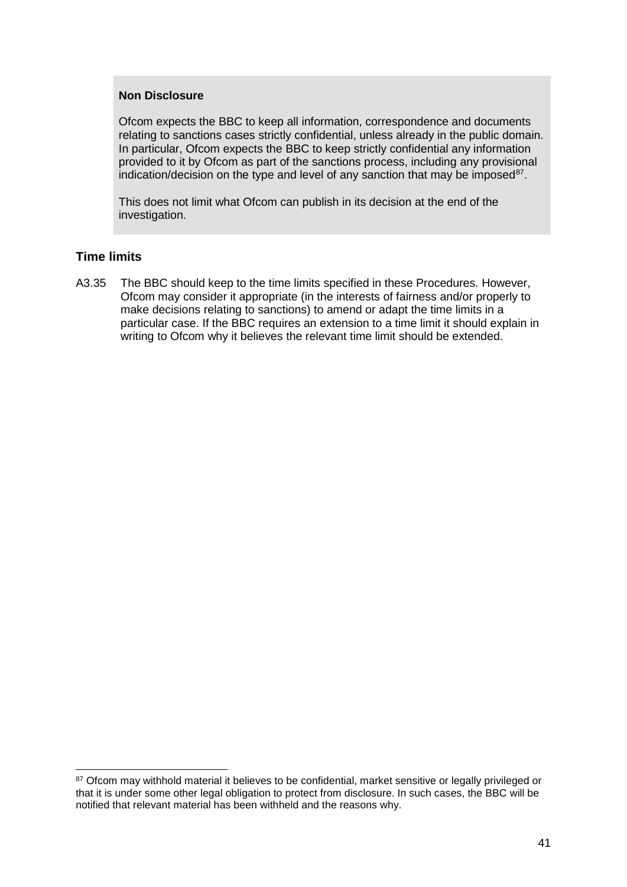**Non Disclosure**

Ofcom expects the BBC to keep all information, correspondence and documents relating to sanctions cases strictly confidential, unless already in the public domain. In particular, Ofcom expects the BBC to keep strictly confidential any information provided to it by Ofcom as part of the sanctions process, including any provisional indication/decision on the type and level of any sanction that may be imposed[87].

This does not limit what Ofcom can publish in its decision at the end of the investigation.

## Time limits

A3.35 The BBC should keep to the time limits specified in these Procedures. However, Ofcom may consider it appropriate (in the interests of fairness and/or properly to make decisions relating to sanctions) to amend or adapt the time limits in a particular case. If the BBC requires an extension to a time limit it should explain in writing to Ofcom why it believes the relevant time limit should be extended.

[87] Ofcom may withhold material it believes to be confidential, market sensitive or legally privileged or that it is under some other legal obligation to protect from disclosure. In such cases, the BBC will be notified that relevant material has been withheld and the reasons why.